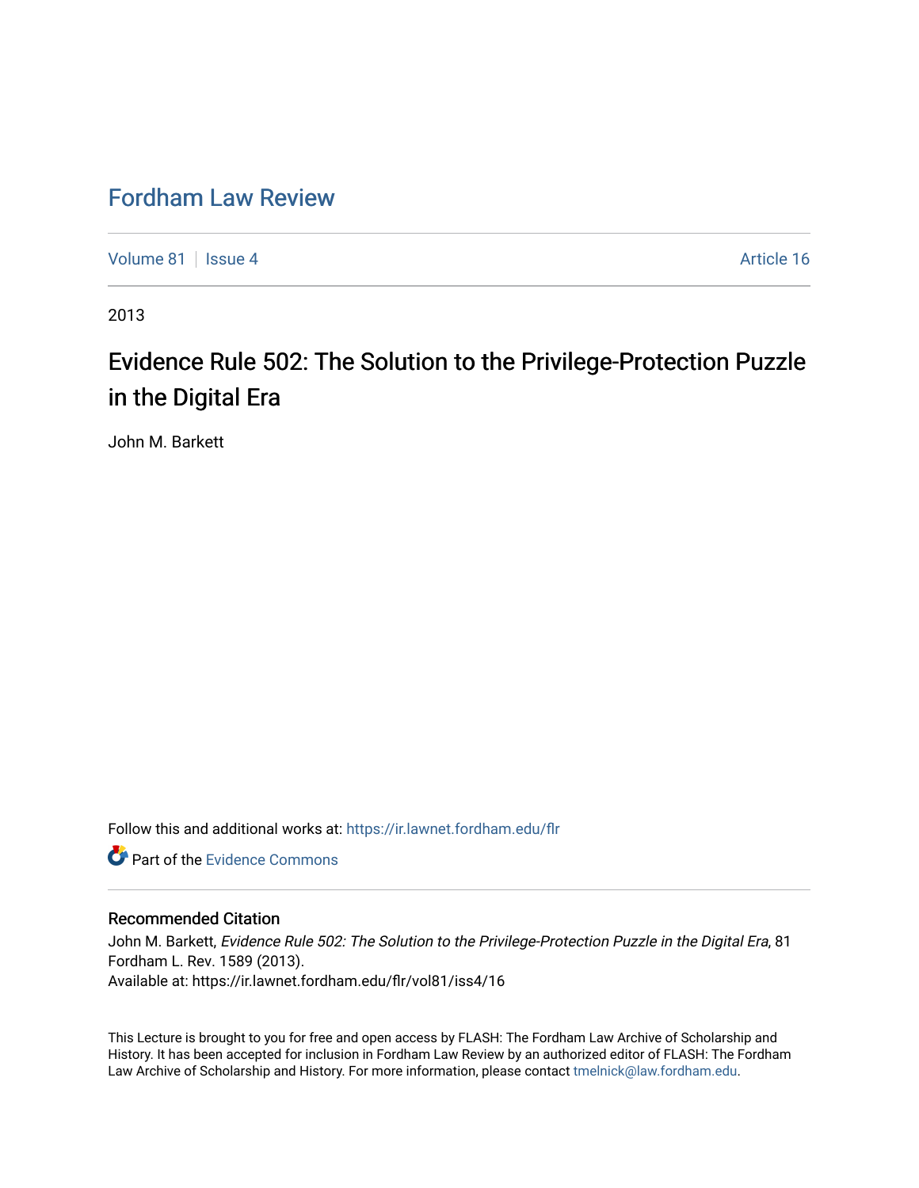# Fordham Law Review

Volume 81 | Issue 4 | Article 16

2013

## Evidence Rule 502: The Solution to the Privilege-Protection Puzzle in the Digital Era

John M. Barkett

Follow this and additional works at: https://ir.lawnet.fordham.edu/flr

Part of the Evidence Commons

### Recommended Citation

John M. Barkett, *Evidence Rule 502: The Solution to the Privilege-Protection Puzzle in the Digital Era*, 81 Fordham L. Rev. 1589 (2013).
Available at: https://ir.lawnet.fordham.edu/flr/vol81/iss4/16

This Lecture is brought to you for free and open access by FLASH: The Fordham Law Archive of Scholarship and History. It has been accepted for inclusion in Fordham Law Review by an authorized editor of FLASH: The Fordham Law Archive of Scholarship and History. For more information, please contact tmelnick@law.fordham.edu.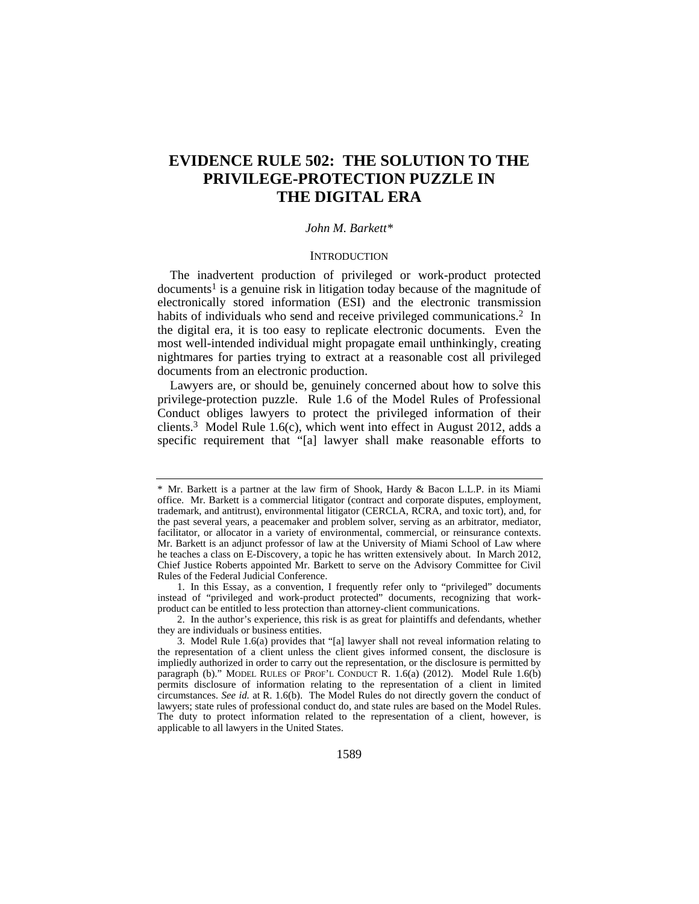# EVIDENCE RULE 502: THE SOLUTION TO THE PRIVILEGE-PROTECTION PUZZLE IN THE DIGITAL ERA

*John M. Barkett\**

## INTRODUCTION

The inadvertent production of privileged or work-product protected documents[1] is a genuine risk in litigation today because of the magnitude of electronically stored information (ESI) and the electronic transmission habits of individuals who send and receive privileged communications.[2] In the digital era, it is too easy to replicate electronic documents. Even the most well-intended individual might propagate email unthinkingly, creating nightmares for parties trying to extract at a reasonable cost all privileged documents from an electronic production.

Lawyers are, or should be, genuinely concerned about how to solve this privilege-protection puzzle. Rule 1.6 of the Model Rules of Professional Conduct obliges lawyers to protect the privileged information of their clients.[3] Model Rule 1.6(c), which went into effect in August 2012, adds a specific requirement that "[a] lawyer shall make reasonable efforts to

---

\* Mr. Barkett is a partner at the law firm of Shook, Hardy & Bacon L.L.P. in its Miami office. Mr. Barkett is a commercial litigator (contract and corporate disputes, employment, trademark, and antitrust), environmental litigator (CERCLA, RCRA, and toxic tort), and, for the past several years, a peacemaker and problem solver, serving as an arbitrator, mediator, facilitator, or allocator in a variety of environmental, commercial, or reinsurance contexts. Mr. Barkett is an adjunct professor of law at the University of Miami School of Law where he teaches a class on E-Discovery, a topic he has written extensively about. In March 2012, Chief Justice Roberts appointed Mr. Barkett to serve on the Advisory Committee for Civil Rules of the Federal Judicial Conference.

1. In this Essay, as a convention, I frequently refer only to "privileged" documents instead of "privileged and work-product protected" documents, recognizing that work-product can be entitled to less protection than attorney-client communications.

2. In the author's experience, this risk is as great for plaintiffs and defendants, whether they are individuals or business entities.

3. Model Rule 1.6(a) provides that "[a] lawyer shall not reveal information relating to the representation of a client unless the client gives informed consent, the disclosure is impliedly authorized in order to carry out the representation, or the disclosure is permitted by paragraph (b)." MODEL RULES OF PROF'L CONDUCT R. 1.6(a) (2012). Model Rule 1.6(b) permits disclosure of information relating to the representation of a client in limited circumstances. *See id.* at R. 1.6(b). The Model Rules do not directly govern the conduct of lawyers; state rules of professional conduct do, and state rules are based on the Model Rules. The duty to protect information related to the representation of a client, however, is applicable to all lawyers in the United States.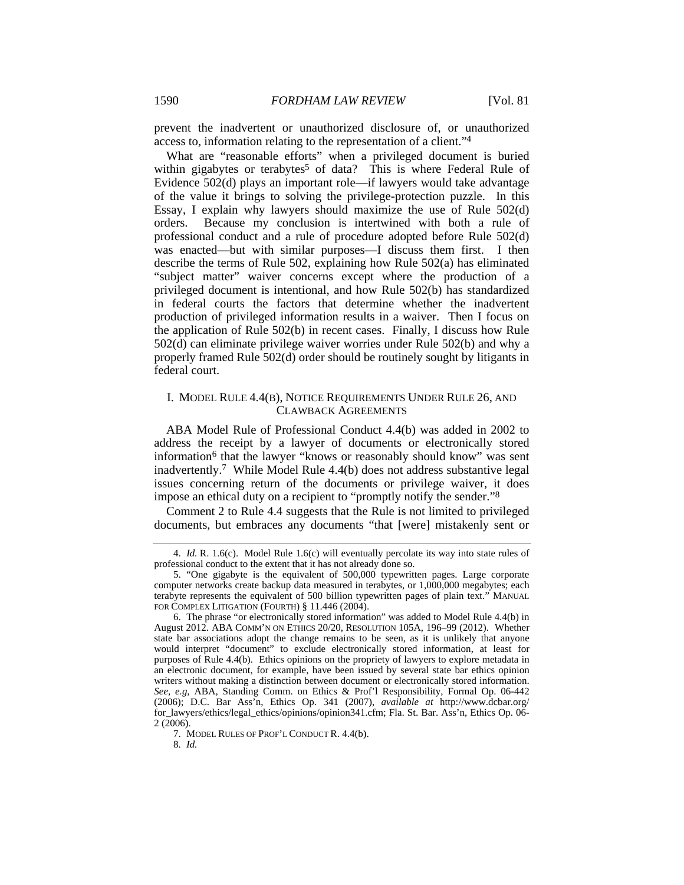prevent the inadvertent or unauthorized disclosure of, or unauthorized access to, information relating to the representation of a client."[4]

What are "reasonable efforts" when a privileged document is buried within gigabytes or terabytes[5] of data? This is where Federal Rule of Evidence 502(d) plays an important role—if lawyers would take advantage of the value it brings to solving the privilege-protection puzzle. In this Essay, I explain why lawyers should maximize the use of Rule 502(d) orders. Because my conclusion is intertwined with both a rule of professional conduct and a rule of procedure adopted before Rule 502(d) was enacted—but with similar purposes—I discuss them first. I then describe the terms of Rule 502, explaining how Rule 502(a) has eliminated "subject matter" waiver concerns except where the production of a privileged document is intentional, and how Rule 502(b) has standardized in federal courts the factors that determine whether the inadvertent production of privileged information results in a waiver. Then I focus on the application of Rule 502(b) in recent cases. Finally, I discuss how Rule 502(d) can eliminate privilege waiver worries under Rule 502(b) and why a properly framed Rule 502(d) order should be routinely sought by litigants in federal court.

## I. Model Rule 4.4(b), Notice Requirements Under Rule 26, and Clawback Agreements

ABA Model Rule of Professional Conduct 4.4(b) was added in 2002 to address the receipt by a lawyer of documents or electronically stored information[6] that the lawyer "knows or reasonably should know" was sent inadvertently.[7] While Model Rule 4.4(b) does not address substantive legal issues concerning return of the documents or privilege waiver, it does impose an ethical duty on a recipient to "promptly notify the sender."[8]

Comment 2 to Rule 4.4 suggests that the Rule is not limited to privileged documents, but embraces any documents "that [were] mistakenly sent or

---

4. *Id.* R. 1.6(c). Model Rule 1.6(c) will eventually percolate its way into state rules of professional conduct to the extent that it has not already done so.

5. "One gigabyte is the equivalent of 500,000 typewritten pages. Large corporate computer networks create backup data measured in terabytes, or 1,000,000 megabytes; each terabyte represents the equivalent of 500 billion typewritten pages of plain text." MANUAL FOR COMPLEX LITIGATION (FOURTH) § 11.446 (2004).

6. The phrase "or electronically stored information" was added to Model Rule 4.4(b) in August 2012. ABA COMM'N ON ETHICS 20/20, RESOLUTION 105A, 196–99 (2012). Whether state bar associations adopt the change remains to be seen, as it is unlikely that anyone would interpret "document" to exclude electronically stored information, at least for purposes of Rule 4.4(b). Ethics opinions on the propriety of lawyers to explore metadata in an electronic document, for example, have been issued by several state bar ethics opinion writers without making a distinction between document or electronically stored information. *See, e.g*, ABA, Standing Comm. on Ethics & Prof'l Responsibility, Formal Op. 06-442 (2006); D.C. Bar Ass'n, Ethics Op. 341 (2007), *available at* http://www.dcbar.org/for_lawyers/ethics/legal_ethics/opinions/opinion341.cfm; Fla. St. Bar. Ass'n, Ethics Op. 06-2 (2006).

7. MODEL RULES OF PROF'L CONDUCT R. 4.4(b).

8. *Id.*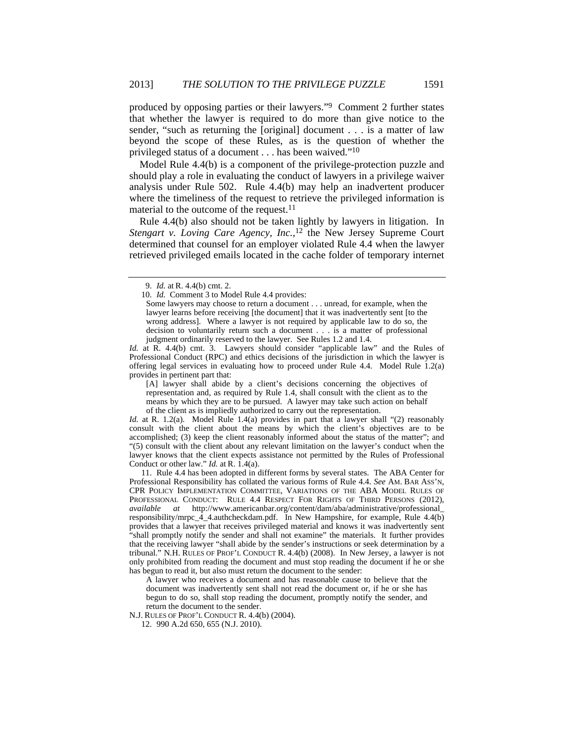produced by opposing parties or their lawyers."[9] Comment 2 further states that whether the lawyer is required to do more than give notice to the sender, "such as returning the [original] document . . . is a matter of law beyond the scope of these Rules, as is the question of whether the privileged status of a document . . . has been waived."[10]

Model Rule 4.4(b) is a component of the privilege-protection puzzle and should play a role in evaluating the conduct of lawyers in a privilege waiver analysis under Rule 502. Rule 4.4(b) may help an inadvertent producer where the timeliness of the request to retrieve the privileged information is material to the outcome of the request.[11]

Rule 4.4(b) also should not be taken lightly by lawyers in litigation. In *Stengart v. Loving Care Agency, Inc.*,[12] the New Jersey Supreme Court determined that counsel for an employer violated Rule 4.4 when the lawyer retrieved privileged emails located in the cache folder of temporary internet

---

9. *Id.* at R. 4.4(b) cmt. 2.

10. *Id.* Comment 3 to Model Rule 4.4 provides:

> Some lawyers may choose to return a document . . . unread, for example, when the lawyer learns before receiving [the document] that it was inadvertently sent [to the wrong address]. Where a lawyer is not required by applicable law to do so, the decision to voluntarily return such a document . . . is a matter of professional judgment ordinarily reserved to the lawyer. See Rules 1.2 and 1.4.

*Id.* at R. 4.4(b) cmt. 3. Lawyers should consider "applicable law" and the Rules of Professional Conduct (RPC) and ethics decisions of the jurisdiction in which the lawyer is offering legal services in evaluating how to proceed under Rule 4.4. Model Rule 1.2(a) provides in pertinent part that:

> [A] lawyer shall abide by a client's decisions concerning the objectives of representation and, as required by Rule 1.4, shall consult with the client as to the means by which they are to be pursued. A lawyer may take such action on behalf of the client as is impliedly authorized to carry out the representation.

*Id.* at R. 1.2(a). Model Rule 1.4(a) provides in part that a lawyer shall "(2) reasonably consult with the client about the means by which the client's objectives are to be accomplished; (3) keep the client reasonably informed about the status of the matter"; and "(5) consult with the client about any relevant limitation on the lawyer's conduct when the lawyer knows that the client expects assistance not permitted by the Rules of Professional Conduct or other law." *Id.* at R. 1.4(a).

11. Rule 4.4 has been adopted in different forms by several states. The ABA Center for Professional Responsibility has collated the various forms of Rule 4.4. *See* AM. BAR ASS'N, CPR POLICY IMPLEMENTATION COMMITTEE, VARIATIONS OF THE ABA MODEL RULES OF PROFESSIONAL CONDUCT: RULE 4.4 RESPECT FOR RIGHTS OF THIRD PERSONS (2012), *available at* http://www.americanbar.org/content/dam/aba/administrative/professional_responsibility/mrpc_4_4.authcheckdam.pdf. In New Hampshire, for example, Rule 4.4(b) provides that a lawyer that receives privileged material and knows it was inadvertently sent "shall promptly notify the sender and shall not examine" the materials. It further provides that the receiving lawyer "shall abide by the sender's instructions or seek determination by a tribunal." N.H. RULES OF PROF'L CONDUCT R. 4.4(b) (2008). In New Jersey, a lawyer is not only prohibited from reading the document and must stop reading the document if he or she has begun to read it, but also must return the document to the sender:

> A lawyer who receives a document and has reasonable cause to believe that the document was inadvertently sent shall not read the document or, if he or she has begun to do so, shall stop reading the document, promptly notify the sender, and return the document to the sender.

N.J. RULES OF PROF'L CONDUCT R. 4.4(b) (2004).

12. 990 A.2d 650, 655 (N.J. 2010).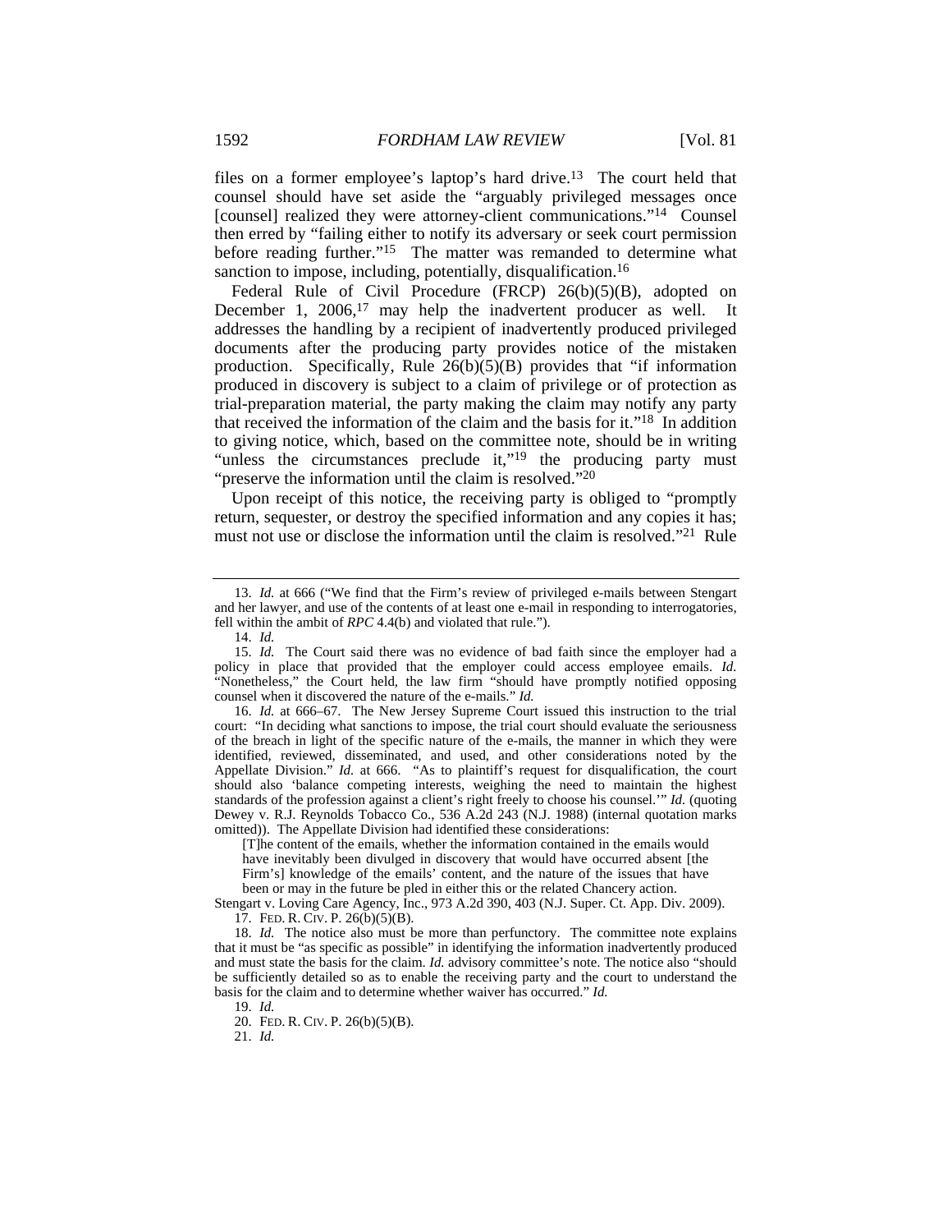files on a former employee's laptop's hard drive.[13] The court held that counsel should have set aside the "arguably privileged messages once [counsel] realized they were attorney-client communications."[14] Counsel then erred by "failing either to notify its adversary or seek court permission before reading further."[15] The matter was remanded to determine what sanction to impose, including, potentially, disqualification.[16]

Federal Rule of Civil Procedure (FRCP) 26(b)(5)(B), adopted on December 1, 2006,[17] may help the inadvertent producer as well. It addresses the handling by a recipient of inadvertently produced privileged documents after the producing party provides notice of the mistaken production. Specifically, Rule 26(b)(5)(B) provides that "if information produced in discovery is subject to a claim of privilege or of protection as trial-preparation material, the party making the claim may notify any party that received the information of the claim and the basis for it."[18] In addition to giving notice, which, based on the committee note, should be in writing "unless the circumstances preclude it,"[19] the producing party must "preserve the information until the claim is resolved."[20]

Upon receipt of this notice, the receiving party is obliged to "promptly return, sequester, or destroy the specified information and any copies it has; must not use or disclose the information until the claim is resolved."[21] Rule

---

13. *Id.* at 666 ("We find that the Firm's review of privileged e-mails between Stengart and her lawyer, and use of the contents of at least one e-mail in responding to interrogatories, fell within the ambit of *RPC* 4.4(b) and violated that rule.").

14. *Id.*

15. *Id.* The Court said there was no evidence of bad faith since the employer had a policy in place that provided that the employer could access employee emails. *Id.* "Nonetheless," the Court held, the law firm "should have promptly notified opposing counsel when it discovered the nature of the e-mails." *Id.*

16. *Id.* at 666–67. The New Jersey Supreme Court issued this instruction to the trial court: "In deciding what sanctions to impose, the trial court should evaluate the seriousness of the breach in light of the specific nature of the e-mails, the manner in which they were identified, reviewed, disseminated, and used, and other considerations noted by the Appellate Division." *Id.* at 666. "As to plaintiff's request for disqualification, the court should also 'balance competing interests, weighing the need to maintain the highest standards of the profession against a client's right freely to choose his counsel.'" *Id.* (quoting Dewey v. R.J. Reynolds Tobacco Co., 536 A.2d 243 (N.J. 1988) (internal quotation marks omitted)). The Appellate Division had identified these considerations:

> [T]he content of the emails, whether the information contained in the emails would have inevitably been divulged in discovery that would have occurred absent [the Firm's] knowledge of the emails' content, and the nature of the issues that have been or may in the future be pled in either this or the related Chancery action.

Stengart v. Loving Care Agency, Inc., 973 A.2d 390, 403 (N.J. Super. Ct. App. Div. 2009).

17. FED. R. CIV. P. 26(b)(5)(B).

18. *Id.* The notice also must be more than perfunctory. The committee note explains that it must be "as specific as possible" in identifying the information inadvertently produced and must state the basis for the claim. *Id.* advisory committee's note. The notice also "should be sufficiently detailed so as to enable the receiving party and the court to understand the basis for the claim and to determine whether waiver has occurred." *Id.*

19. *Id.*

20. FED. R. CIV. P. 26(b)(5)(B).

21. *Id.*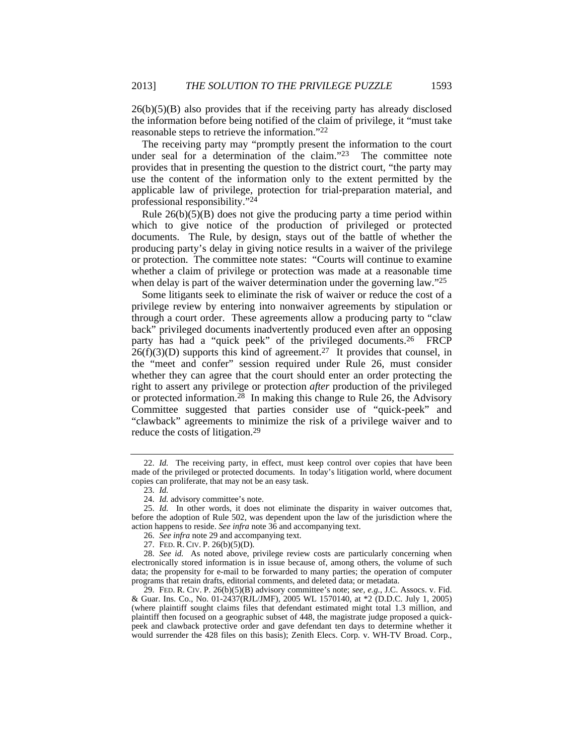26(b)(5)(B) also provides that if the receiving party has already disclosed the information before being notified of the claim of privilege, it "must take reasonable steps to retrieve the information."[22]

The receiving party may "promptly present the information to the court under seal for a determination of the claim."[23] The committee note provides that in presenting the question to the district court, "the party may use the content of the information only to the extent permitted by the applicable law of privilege, protection for trial-preparation material, and professional responsibility."[24]

Rule 26(b)(5)(B) does not give the producing party a time period within which to give notice of the production of privileged or protected documents. The Rule, by design, stays out of the battle of whether the producing party's delay in giving notice results in a waiver of the privilege or protection. The committee note states: "Courts will continue to examine whether a claim of privilege or protection was made at a reasonable time when delay is part of the waiver determination under the governing law."[25]

Some litigants seek to eliminate the risk of waiver or reduce the cost of a privilege review by entering into nonwaiver agreements by stipulation or through a court order. These agreements allow a producing party to "claw back" privileged documents inadvertently produced even after an opposing party has had a "quick peek" of the privileged documents.[26] FRCP 26(f)(3)(D) supports this kind of agreement.[27] It provides that counsel, in the "meet and confer" session required under Rule 26, must consider whether they can agree that the court should enter an order protecting the right to assert any privilege or protection *after* production of the privileged or protected information.[28] In making this change to Rule 26, the Advisory Committee suggested that parties consider use of "quick-peek" and "clawback" agreements to minimize the risk of a privilege waiver and to reduce the costs of litigation.[29]

---

22. *Id.* The receiving party, in effect, must keep control over copies that have been made of the privileged or protected documents. In today's litigation world, where document copies can proliferate, that may not be an easy task.

23. *Id.*

24. *Id.* advisory committee's note.

25. *Id.* In other words, it does not eliminate the disparity in waiver outcomes that, before the adoption of Rule 502, was dependent upon the law of the jurisdiction where the action happens to reside. *See infra* note 36 and accompanying text.

26. *See infra* note 29 and accompanying text.

27. FED. R. CIV. P. 26(b)(5)(D).

28. *See id.* As noted above, privilege review costs are particularly concerning when electronically stored information is in issue because of, among others, the volume of such data; the propensity for e-mail to be forwarded to many parties; the operation of computer programs that retain drafts, editorial comments, and deleted data; or metadata.

29. FED. R. CIV. P. 26(b)(5)(B) advisory committee's note; *see, e.g.*, J.C. Assocs. v. Fid. & Guar. Ins. Co., No. 01-2437(RJL/JMF), 2005 WL 1570140, at *2 (D.D.C. July 1, 2005) (where plaintiff sought claims files that defendant estimated might total 1.3 million, and plaintiff then focused on a geographic subset of 448, the magistrate judge proposed a quick-peek and clawback protective order and gave defendant ten days to determine whether it would surrender the 428 files on this basis); Zenith Elecs. Corp. v. WH-TV Broad. Corp.,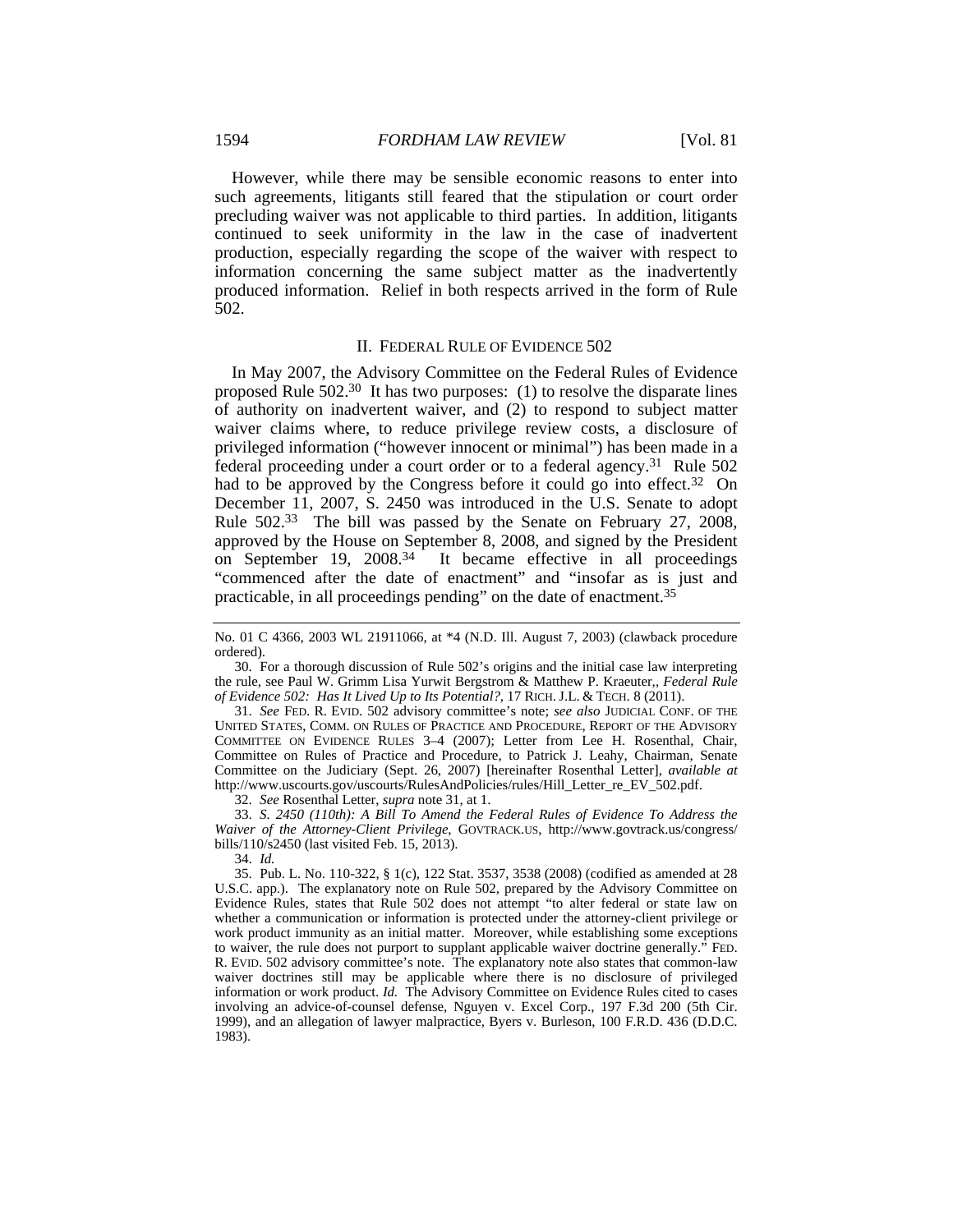However, while there may be sensible economic reasons to enter into such agreements, litigants still feared that the stipulation or court order precluding waiver was not applicable to third parties. In addition, litigants continued to seek uniformity in the law in the case of inadvertent production, especially regarding the scope of the waiver with respect to information concerning the same subject matter as the inadvertently produced information. Relief in both respects arrived in the form of Rule 502.

## II. Federal Rule of Evidence 502

In May 2007, the Advisory Committee on the Federal Rules of Evidence proposed Rule 502.[30] It has two purposes: (1) to resolve the disparate lines of authority on inadvertent waiver, and (2) to respond to subject matter waiver claims where, to reduce privilege review costs, a disclosure of privileged information ("however innocent or minimal") has been made in a federal proceeding under a court order or to a federal agency.[31] Rule 502 had to be approved by the Congress before it could go into effect.[32] On December 11, 2007, S. 2450 was introduced in the U.S. Senate to adopt Rule 502.[33] The bill was passed by the Senate on February 27, 2008, approved by the House on September 8, 2008, and signed by the President on September 19, 2008.[34] It became effective in all proceedings "commenced after the date of enactment" and "insofar as is just and practicable, in all proceedings pending" on the date of enactment.[35]

---

No. 01 C 4366, 2003 WL 21911066, at *4 (N.D. Ill. August 7, 2003) (clawback procedure ordered).

30. For a thorough discussion of Rule 502's origins and the initial case law interpreting the rule, see Paul W. Grimm Lisa Yurwit Bergstrom & Matthew P. Kraeuter,, *Federal Rule of Evidence 502: Has It Lived Up to Its Potential?*, 17 Rich. J.L. & Tech. 8 (2011).

31. *See* Fed. R. Evid. 502 advisory committee's note; *see also* Judicial Conf. of the United States, Comm. on Rules of Practice and Procedure, Report of the Advisory Committee on Evidence Rules 3–4 (2007); Letter from Lee H. Rosenthal, Chair, Committee on Rules of Practice and Procedure, to Patrick J. Leahy, Chairman, Senate Committee on the Judiciary (Sept. 26, 2007) [hereinafter Rosenthal Letter], *available at* http://www.uscourts.gov/uscourts/RulesAndPolicies/rules/Hill_Letter_re_EV_502.pdf.

32. *See* Rosenthal Letter, *supra* note 31, at 1.

33. *S. 2450 (110th): A Bill To Amend the Federal Rules of Evidence To Address the Waiver of the Attorney-Client Privilege*, GovTrack.us, http://www.govtrack.us/congress/bills/110/s2450 (last visited Feb. 15, 2013).

34. *Id.*

35. Pub. L. No. 110-322, § 1(c), 122 Stat. 3537, 3538 (2008) (codified as amended at 28 U.S.C. app.). The explanatory note on Rule 502, prepared by the Advisory Committee on Evidence Rules, states that Rule 502 does not attempt "to alter federal or state law on whether a communication or information is protected under the attorney-client privilege or work product immunity as an initial matter. Moreover, while establishing some exceptions to waiver, the rule does not purport to supplant applicable waiver doctrine generally." Fed. R. Evid. 502 advisory committee's note. The explanatory note also states that common-law waiver doctrines still may be applicable where there is no disclosure of privileged information or work product. *Id.* The Advisory Committee on Evidence Rules cited to cases involving an advice-of-counsel defense, Nguyen v. Excel Corp., 197 F.3d 200 (5th Cir. 1999), and an allegation of lawyer malpractice, Byers v. Burleson, 100 F.R.D. 436 (D.D.C. 1983).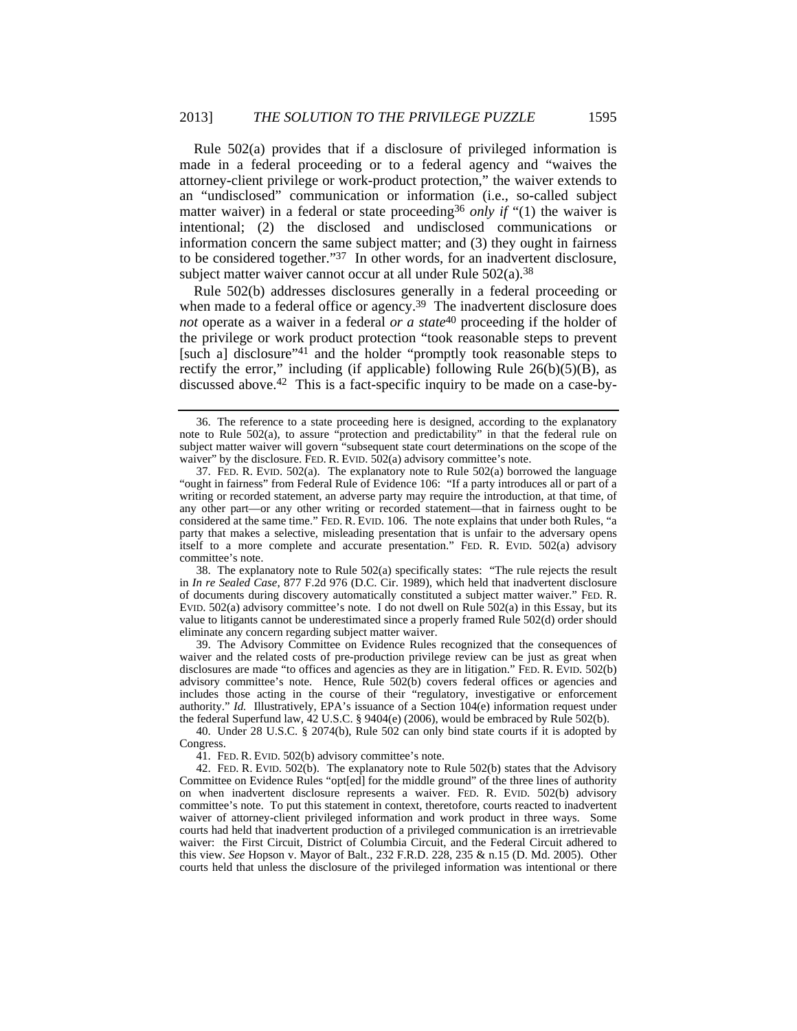Rule 502(a) provides that if a disclosure of privileged information is made in a federal proceeding or to a federal agency and "waives the attorney-client privilege or work-product protection," the waiver extends to an "undisclosed" communication or information (i.e., so-called subject matter waiver) in a federal or state proceeding[36] *only if* "(1) the waiver is intentional; (2) the disclosed and undisclosed communications or information concern the same subject matter; and (3) they ought in fairness to be considered together."[37] In other words, for an inadvertent disclosure, subject matter waiver cannot occur at all under Rule 502(a).[38]

Rule 502(b) addresses disclosures generally in a federal proceeding or when made to a federal office or agency.[39] The inadvertent disclosure does *not* operate as a waiver in a federal *or a state*[40] proceeding if the holder of the privilege or work product protection "took reasonable steps to prevent [such a] disclosure"[41] and the holder "promptly took reasonable steps to rectify the error," including (if applicable) following Rule 26(b)(5)(B), as discussed above.[42] This is a fact-specific inquiry to be made on a case-by-

---

36. The reference to a state proceeding here is designed, according to the explanatory note to Rule 502(a), to assure "protection and predictability" in that the federal rule on subject matter waiver will govern "subsequent state court determinations on the scope of the waiver" by the disclosure. FED. R. EVID. 502(a) advisory committee's note.

37. FED. R. EVID. 502(a). The explanatory note to Rule 502(a) borrowed the language "ought in fairness" from Federal Rule of Evidence 106: "If a party introduces all or part of a writing or recorded statement, an adverse party may require the introduction, at that time, of any other part—or any other writing or recorded statement—that in fairness ought to be considered at the same time." FED. R. EVID. 106. The note explains that under both Rules, "a party that makes a selective, misleading presentation that is unfair to the adversary opens itself to a more complete and accurate presentation." FED. R. EVID. 502(a) advisory committee's note.

38. The explanatory note to Rule 502(a) specifically states: "The rule rejects the result in *In re Sealed Case*, 877 F.2d 976 (D.C. Cir. 1989), which held that inadvertent disclosure of documents during discovery automatically constituted a subject matter waiver." FED. R. EVID. 502(a) advisory committee's note. I do not dwell on Rule 502(a) in this Essay, but its value to litigants cannot be underestimated since a properly framed Rule 502(d) order should eliminate any concern regarding subject matter waiver.

39. The Advisory Committee on Evidence Rules recognized that the consequences of waiver and the related costs of pre-production privilege review can be just as great when disclosures are made "to offices and agencies as they are in litigation." FED. R. EVID. 502(b) advisory committee's note. Hence, Rule 502(b) covers federal offices or agencies and includes those acting in the course of their "regulatory, investigative or enforcement authority." *Id.* Illustratively, EPA's issuance of a Section 104(e) information request under the federal Superfund law, 42 U.S.C. § 9404(e) (2006), would be embraced by Rule 502(b).

40. Under 28 U.S.C. § 2074(b), Rule 502 can only bind state courts if it is adopted by Congress.

41. FED. R. EVID. 502(b) advisory committee's note.

42. FED. R. EVID. 502(b). The explanatory note to Rule 502(b) states that the Advisory Committee on Evidence Rules "opt[ed] for the middle ground" of the three lines of authority on when inadvertent disclosure represents a waiver. FED. R. EVID. 502(b) advisory committee's note. To put this statement in context, theretofore, courts reacted to inadvertent waiver of attorney-client privileged information and work product in three ways. Some courts had held that inadvertent production of a privileged communication is an irretrievable waiver: the First Circuit, District of Columbia Circuit, and the Federal Circuit adhered to this view. *See* Hopson v. Mayor of Balt., 232 F.R.D. 228, 235 & n.15 (D. Md. 2005). Other courts held that unless the disclosure of the privileged information was intentional or there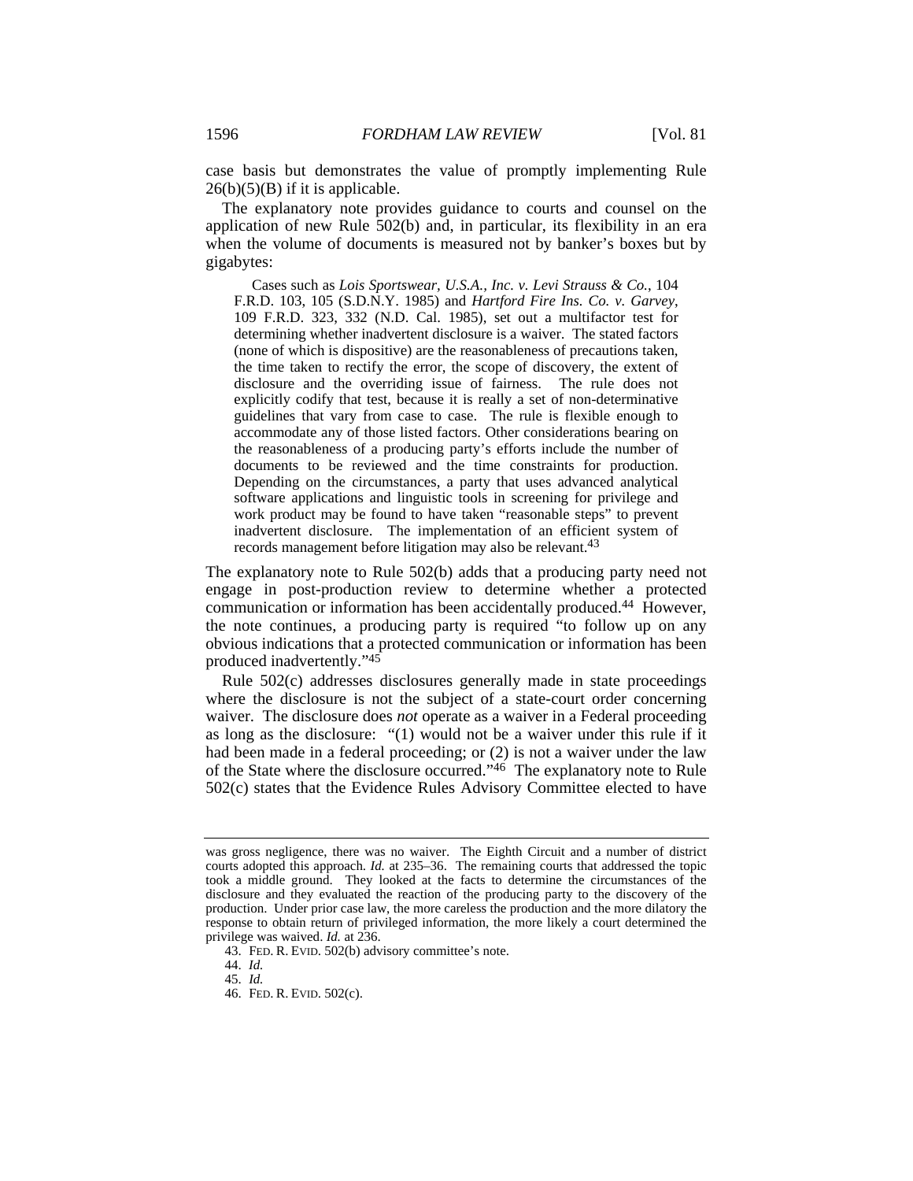case basis but demonstrates the value of promptly implementing Rule 26(b)(5)(B) if it is applicable.

The explanatory note provides guidance to courts and counsel on the application of new Rule 502(b) and, in particular, its flexibility in an era when the volume of documents is measured not by banker's boxes but by gigabytes:

> Cases such as *Lois Sportswear, U.S.A., Inc. v. Levi Strauss & Co.*, 104 F.R.D. 103, 105 (S.D.N.Y. 1985) and *Hartford Fire Ins. Co. v. Garvey*, 109 F.R.D. 323, 332 (N.D. Cal. 1985), set out a multifactor test for determining whether inadvertent disclosure is a waiver. The stated factors (none of which is dispositive) are the reasonableness of precautions taken, the time taken to rectify the error, the scope of discovery, the extent of disclosure and the overriding issue of fairness. The rule does not explicitly codify that test, because it is really a set of non-determinative guidelines that vary from case to case. The rule is flexible enough to accommodate any of those listed factors. Other considerations bearing on the reasonableness of a producing party's efforts include the number of documents to be reviewed and the time constraints for production. Depending on the circumstances, a party that uses advanced analytical software applications and linguistic tools in screening for privilege and work product may be found to have taken "reasonable steps" to prevent inadvertent disclosure. The implementation of an efficient system of records management before litigation may also be relevant.[43]

The explanatory note to Rule 502(b) adds that a producing party need not engage in post-production review to determine whether a protected communication or information has been accidentally produced.[44] However, the note continues, a producing party is required "to follow up on any obvious indications that a protected communication or information has been produced inadvertently."[45]

Rule 502(c) addresses disclosures generally made in state proceedings where the disclosure is not the subject of a state-court order concerning waiver. The disclosure does *not* operate as a waiver in a Federal proceeding as long as the disclosure: "(1) would not be a waiver under this rule if it had been made in a federal proceeding; or (2) is not a waiver under the law of the State where the disclosure occurred."[46] The explanatory note to Rule 502(c) states that the Evidence Rules Advisory Committee elected to have

---

was gross negligence, there was no waiver. The Eighth Circuit and a number of district courts adopted this approach. *Id.* at 235–36. The remaining courts that addressed the topic took a middle ground. They looked at the facts to determine the circumstances of the disclosure and they evaluated the reaction of the producing party to the discovery of the production. Under prior case law, the more careless the production and the more dilatory the response to obtain return of privileged information, the more likely a court determined the privilege was waived. *Id.* at 236.

43. FED. R. EVID. 502(b) advisory committee's note.

44. *Id.*

45. *Id.*

46. FED. R. EVID. 502(c).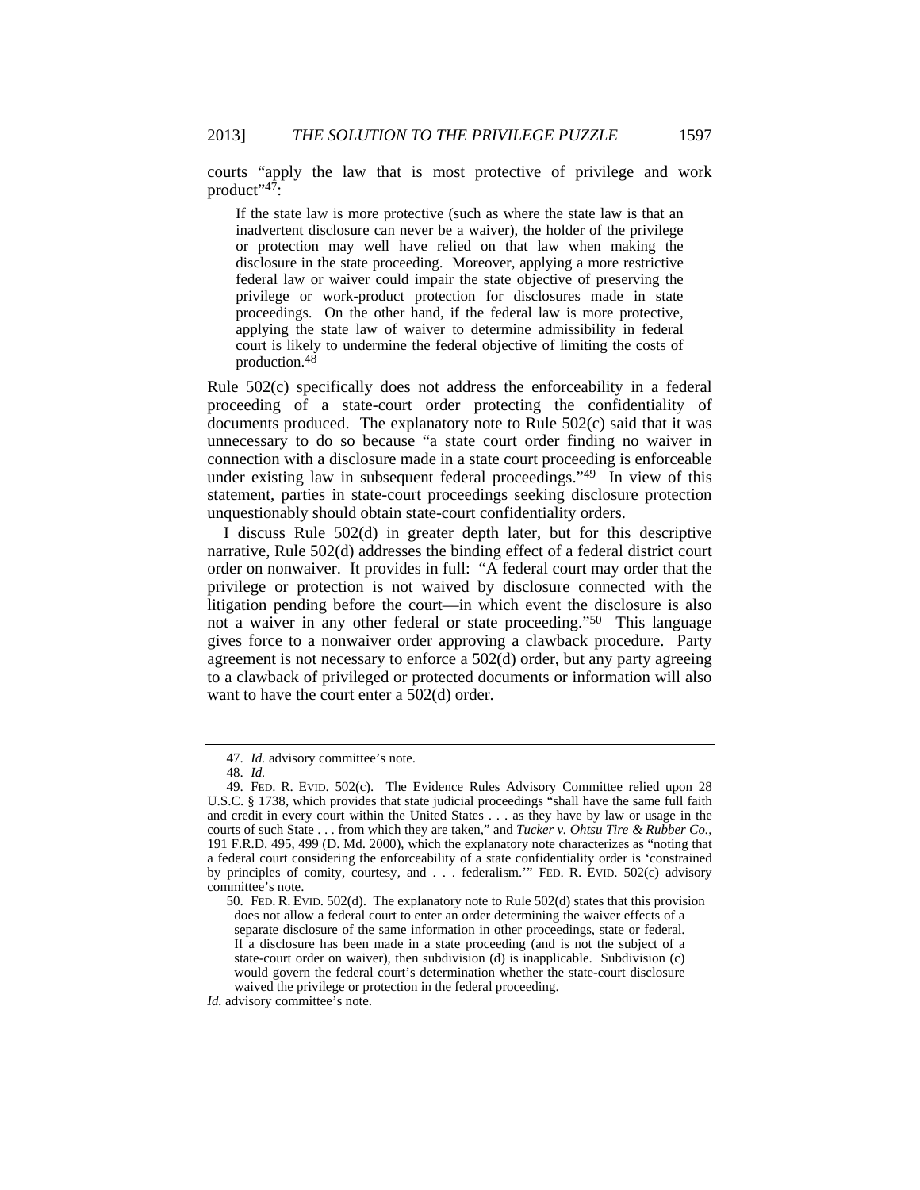courts "apply the law that is most protective of privilege and work product"[47]:

> If the state law is more protective (such as where the state law is that an inadvertent disclosure can never be a waiver), the holder of the privilege or protection may well have relied on that law when making the disclosure in the state proceeding. Moreover, applying a more restrictive federal law or waiver could impair the state objective of preserving the privilege or work-product protection for disclosures made in state proceedings. On the other hand, if the federal law is more protective, applying the state law of waiver to determine admissibility in federal court is likely to undermine the federal objective of limiting the costs of production.[48]

Rule 502(c) specifically does not address the enforceability in a federal proceeding of a state-court order protecting the confidentiality of documents produced. The explanatory note to Rule 502(c) said that it was unnecessary to do so because "a state court order finding no waiver in connection with a disclosure made in a state court proceeding is enforceable under existing law in subsequent federal proceedings."[49] In view of this statement, parties in state-court proceedings seeking disclosure protection unquestionably should obtain state-court confidentiality orders.

I discuss Rule 502(d) in greater depth later, but for this descriptive narrative, Rule 502(d) addresses the binding effect of a federal district court order on nonwaiver. It provides in full: "A federal court may order that the privilege or protection is not waived by disclosure connected with the litigation pending before the court—in which event the disclosure is also not a waiver in any other federal or state proceeding."[50] This language gives force to a nonwaiver order approving a clawback procedure. Party agreement is not necessary to enforce a 502(d) order, but any party agreeing to a clawback of privileged or protected documents or information will also want to have the court enter a 502(d) order.

---

47. *Id.* advisory committee's note.

48. *Id.*

49. FED. R. EVID. 502(c). The Evidence Rules Advisory Committee relied upon 28 U.S.C. § 1738, which provides that state judicial proceedings "shall have the same full faith and credit in every court within the United States . . . as they have by law or usage in the courts of such State . . . from which they are taken," and *Tucker v. Ohtsu Tire & Rubber Co.*, 191 F.R.D. 495, 499 (D. Md. 2000), which the explanatory note characterizes as "noting that a federal court considering the enforceability of a state confidentiality order is 'constrained by principles of comity, courtesy, and . . . federalism.'" FED. R. EVID. 502(c) advisory committee's note.

50. FED. R. EVID. 502(d). The explanatory note to Rule 502(d) states that this provision

> does not allow a federal court to enter an order determining the waiver effects of a separate disclosure of the same information in other proceedings, state or federal. If a disclosure has been made in a state proceeding (and is not the subject of a state-court order on waiver), then subdivision (d) is inapplicable. Subdivision (c) would govern the federal court's determination whether the state-court disclosure waived the privilege or protection in the federal proceeding.

*Id.* advisory committee's note.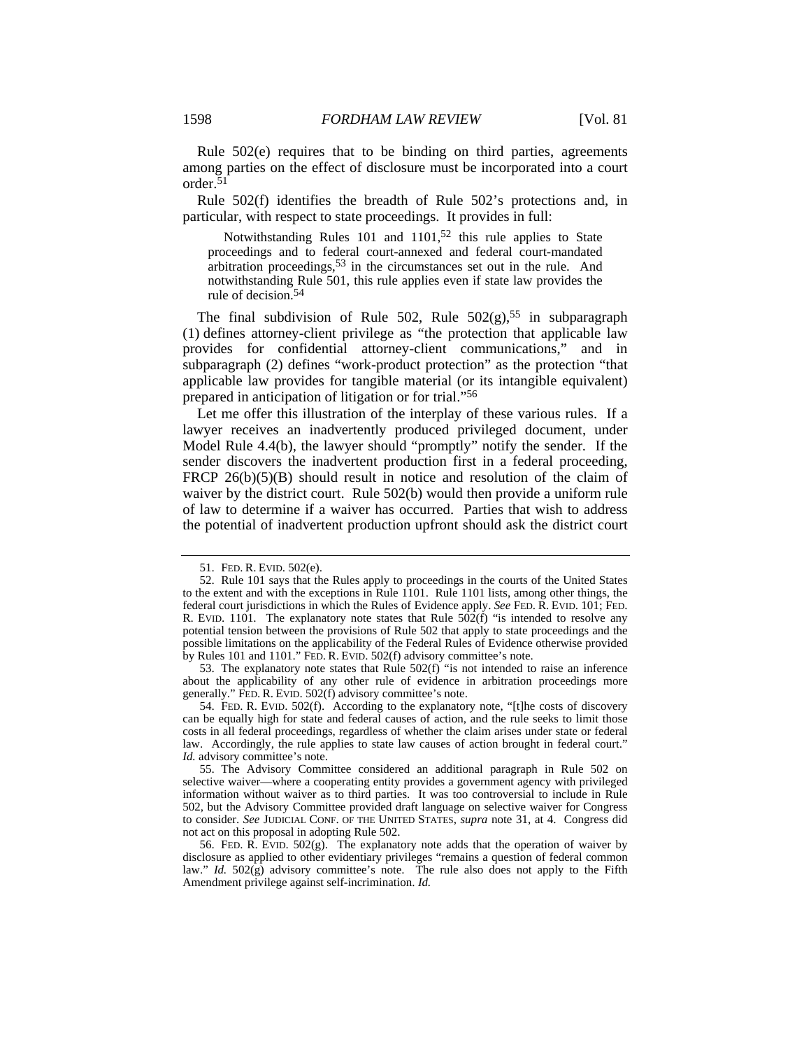Rule 502(e) requires that to be binding on third parties, agreements among parties on the effect of disclosure must be incorporated into a court order.[51]

Rule 502(f) identifies the breadth of Rule 502's protections and, in particular, with respect to state proceedings. It provides in full:

> Notwithstanding Rules 101 and 1101,[52] this rule applies to State proceedings and to federal court-annexed and federal court-mandated arbitration proceedings,[53] in the circumstances set out in the rule. And notwithstanding Rule 501, this rule applies even if state law provides the rule of decision.[54]

The final subdivision of Rule 502, Rule 502(g),[55] in subparagraph (1) defines attorney-client privilege as "the protection that applicable law provides for confidential attorney-client communications," and in subparagraph (2) defines "work-product protection" as the protection "that applicable law provides for tangible material (or its intangible equivalent) prepared in anticipation of litigation or for trial."[56]

Let me offer this illustration of the interplay of these various rules. If a lawyer receives an inadvertently produced privileged document, under Model Rule 4.4(b), the lawyer should "promptly" notify the sender. If the sender discovers the inadvertent production first in a federal proceeding, FRCP 26(b)(5)(B) should result in notice and resolution of the claim of waiver by the district court. Rule 502(b) would then provide a uniform rule of law to determine if a waiver has occurred. Parties that wish to address the potential of inadvertent production upfront should ask the district court

---

51. FED. R. EVID. 502(e).

52. Rule 101 says that the Rules apply to proceedings in the courts of the United States to the extent and with the exceptions in Rule 1101. Rule 1101 lists, among other things, the federal court jurisdictions in which the Rules of Evidence apply. *See* FED. R. EVID. 101; FED. R. EVID. 1101. The explanatory note states that Rule 502(f) "is intended to resolve any potential tension between the provisions of Rule 502 that apply to state proceedings and the possible limitations on the applicability of the Federal Rules of Evidence otherwise provided by Rules 101 and 1101." FED. R. EVID. 502(f) advisory committee's note.

53. The explanatory note states that Rule 502(f) "is not intended to raise an inference about the applicability of any other rule of evidence in arbitration proceedings more generally." FED. R. EVID. 502(f) advisory committee's note.

54. FED. R. EVID. 502(f). According to the explanatory note, "[t]he costs of discovery can be equally high for state and federal causes of action, and the rule seeks to limit those costs in all federal proceedings, regardless of whether the claim arises under state or federal law. Accordingly, the rule applies to state law causes of action brought in federal court." *Id.* advisory committee's note.

55. The Advisory Committee considered an additional paragraph in Rule 502 on selective waiver—where a cooperating entity provides a government agency with privileged information without waiver as to third parties. It was too controversial to include in Rule 502, but the Advisory Committee provided draft language on selective waiver for Congress to consider. *See* JUDICIAL CONF. OF THE UNITED STATES, *supra* note 31, at 4. Congress did not act on this proposal in adopting Rule 502.

56. FED. R. EVID. 502(g). The explanatory note adds that the operation of waiver by disclosure as applied to other evidentiary privileges "remains a question of federal common law." *Id.* 502(g) advisory committee's note. The rule also does not apply to the Fifth Amendment privilege against self-incrimination. *Id.*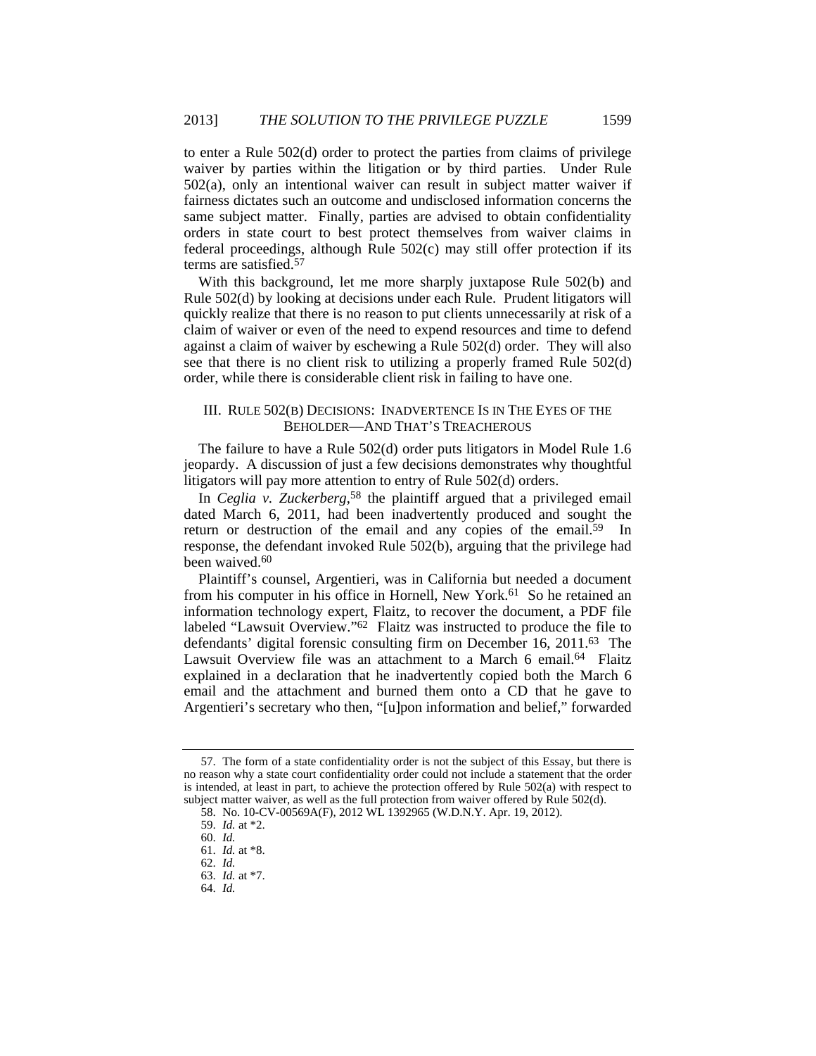to enter a Rule 502(d) order to protect the parties from claims of privilege waiver by parties within the litigation or by third parties. Under Rule 502(a), only an intentional waiver can result in subject matter waiver if fairness dictates such an outcome and undisclosed information concerns the same subject matter. Finally, parties are advised to obtain confidentiality orders in state court to best protect themselves from waiver claims in federal proceedings, although Rule 502(c) may still offer protection if its terms are satisfied.[57]

With this background, let me more sharply juxtapose Rule 502(b) and Rule 502(d) by looking at decisions under each Rule. Prudent litigators will quickly realize that there is no reason to put clients unnecessarily at risk of a claim of waiver or even of the need to expend resources and time to defend against a claim of waiver by eschewing a Rule 502(d) order. They will also see that there is no client risk to utilizing a properly framed Rule 502(d) order, while there is considerable client risk in failing to have one.

## III. Rule 502(b) Decisions: Inadvertence Is in The Eyes of the Beholder—And That's Treacherous

The failure to have a Rule 502(d) order puts litigators in Model Rule 1.6 jeopardy. A discussion of just a few decisions demonstrates why thoughtful litigators will pay more attention to entry of Rule 502(d) orders.

In *Ceglia v. Zuckerberg*,[58] the plaintiff argued that a privileged email dated March 6, 2011, had been inadvertently produced and sought the return or destruction of the email and any copies of the email.[59] In response, the defendant invoked Rule 502(b), arguing that the privilege had been waived.[60]

Plaintiff's counsel, Argentieri, was in California but needed a document from his computer in his office in Hornell, New York.[61] So he retained an information technology expert, Flaitz, to recover the document, a PDF file labeled "Lawsuit Overview."[62] Flaitz was instructed to produce the file to defendants' digital forensic consulting firm on December 16, 2011.[63] The Lawsuit Overview file was an attachment to a March 6 email.[64] Flaitz explained in a declaration that he inadvertently copied both the March 6 email and the attachment and burned them onto a CD that he gave to Argentieri's secretary who then, "[u]pon information and belief," forwarded

---

57. The form of a state confidentiality order is not the subject of this Essay, but there is no reason why a state court confidentiality order could not include a statement that the order is intended, at least in part, to achieve the protection offered by Rule 502(a) with respect to subject matter waiver, as well as the full protection from waiver offered by Rule 502(d).

58. No. 10-CV-00569A(F), 2012 WL 1392965 (W.D.N.Y. Apr. 19, 2012).

59. *Id.* at *2.

60. *Id.*

61. *Id.* at *8.

62. *Id.*

63. *Id.* at *7.

64. *Id.*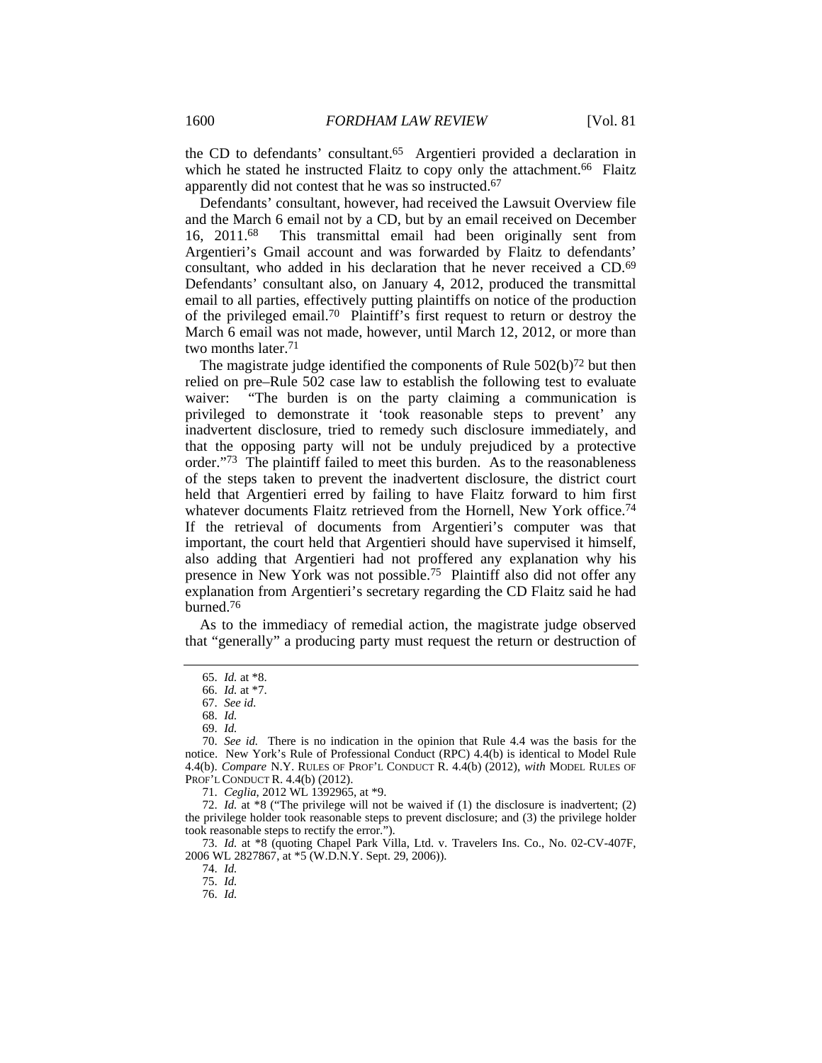the CD to defendants' consultant.[65] Argentieri provided a declaration in which he stated he instructed Flaitz to copy only the attachment.[66] Flaitz apparently did not contest that he was so instructed.[67]

Defendants' consultant, however, had received the Lawsuit Overview file and the March 6 email not by a CD, but by an email received on December 16, 2011.[68] This transmittal email had been originally sent from Argentieri's Gmail account and was forwarded by Flaitz to defendants' consultant, who added in his declaration that he never received a CD.[69] Defendants' consultant also, on January 4, 2012, produced the transmittal email to all parties, effectively putting plaintiffs on notice of the production of the privileged email.[70] Plaintiff's first request to return or destroy the March 6 email was not made, however, until March 12, 2012, or more than two months later.[71]

The magistrate judge identified the components of Rule 502(b)[72] but then relied on pre–Rule 502 case law to establish the following test to evaluate waiver: "The burden is on the party claiming a communication is privileged to demonstrate it 'took reasonable steps to prevent' any inadvertent disclosure, tried to remedy such disclosure immediately, and that the opposing party will not be unduly prejudiced by a protective order."[73] The plaintiff failed to meet this burden. As to the reasonableness of the steps taken to prevent the inadvertent disclosure, the district court held that Argentieri erred by failing to have Flaitz forward to him first whatever documents Flaitz retrieved from the Hornell, New York office.[74] If the retrieval of documents from Argentieri's computer was that important, the court held that Argentieri should have supervised it himself, also adding that Argentieri had not proffered any explanation why his presence in New York was not possible.[75] Plaintiff also did not offer any explanation from Argentieri's secretary regarding the CD Flaitz said he had burned.[76]

As to the immediacy of remedial action, the magistrate judge observed that "generally" a producing party must request the return or destruction of

---

65. *Id.* at *8.

66. *Id.* at *7.

67. *See id.*

68. *Id.*

69. *Id.*

70. *See id.* There is no indication in the opinion that Rule 4.4 was the basis for the notice. New York's Rule of Professional Conduct (RPC) 4.4(b) is identical to Model Rule 4.4(b). *Compare* N.Y. RULES OF PROF'L CONDUCT R. 4.4(b) (2012), *with* MODEL RULES OF PROF'L CONDUCT R. 4.4(b) (2012).

71. *Ceglia*, 2012 WL 1392965, at *9.

72. *Id.* at *8 ("The privilege will not be waived if (1) the disclosure is inadvertent; (2) the privilege holder took reasonable steps to prevent disclosure; and (3) the privilege holder took reasonable steps to rectify the error.").

73. *Id.* at *8 (quoting Chapel Park Villa, Ltd. v. Travelers Ins. Co., No. 02-CV-407F, 2006 WL 2827867, at *5 (W.D.N.Y. Sept. 29, 2006)).

74. *Id.*

75. *Id.*

76. *Id.*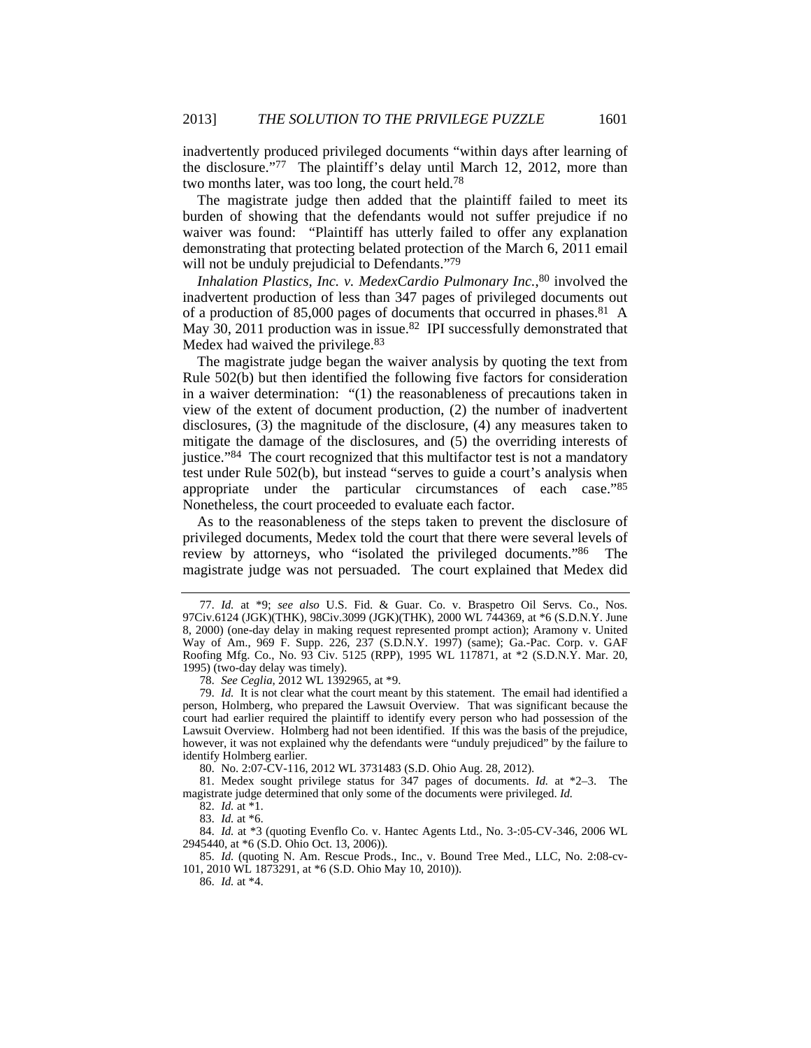inadvertently produced privileged documents "within days after learning of the disclosure."[77] The plaintiff's delay until March 12, 2012, more than two months later, was too long, the court held.[78]

The magistrate judge then added that the plaintiff failed to meet its burden of showing that the defendants would not suffer prejudice if no waiver was found: "Plaintiff has utterly failed to offer any explanation demonstrating that protecting belated protection of the March 6, 2011 email will not be unduly prejudicial to Defendants."[79]

*Inhalation Plastics, Inc. v. MedexCardio Pulmonary Inc.*,[80] involved the inadvertent production of less than 347 pages of privileged documents out of a production of 85,000 pages of documents that occurred in phases.[81] A May 30, 2011 production was in issue.[82] IPI successfully demonstrated that Medex had waived the privilege.[83]

The magistrate judge began the waiver analysis by quoting the text from Rule 502(b) but then identified the following five factors for consideration in a waiver determination: "(1) the reasonableness of precautions taken in view of the extent of document production, (2) the number of inadvertent disclosures, (3) the magnitude of the disclosure, (4) any measures taken to mitigate the damage of the disclosures, and (5) the overriding interests of justice."[84] The court recognized that this multifactor test is not a mandatory test under Rule 502(b), but instead "serves to guide a court's analysis when appropriate under the particular circumstances of each case."[85] Nonetheless, the court proceeded to evaluate each factor.

As to the reasonableness of the steps taken to prevent the disclosure of privileged documents, Medex told the court that there were several levels of review by attorneys, who "isolated the privileged documents."[86] The magistrate judge was not persuaded. The court explained that Medex did

---

77. *Id.* at *9; *see also* U.S. Fid. & Guar. Co. v. Braspetro Oil Servs. Co., Nos. 97Civ.6124 (JGK)(THK), 98Civ.3099 (JGK)(THK), 2000 WL 744369, at *6 (S.D.N.Y. June 8, 2000) (one-day delay in making request represented prompt action); Aramony v. United Way of Am., 969 F. Supp. 226, 237 (S.D.N.Y. 1997) (same); Ga.-Pac. Corp. v. GAF Roofing Mfg. Co., No. 93 Civ. 5125 (RPP), 1995 WL 117871, at *2 (S.D.N.Y. Mar. 20, 1995) (two-day delay was timely).

78. *See Ceglia*, 2012 WL 1392965, at *9.

79. *Id.* It is not clear what the court meant by this statement. The email had identified a person, Holmberg, who prepared the Lawsuit Overview. That was significant because the court had earlier required the plaintiff to identify every person who had possession of the Lawsuit Overview. Holmberg had not been identified. If this was the basis of the prejudice, however, it was not explained why the defendants were "unduly prejudiced" by the failure to identify Holmberg earlier.

80. No. 2:07-CV-116, 2012 WL 3731483 (S.D. Ohio Aug. 28, 2012).

81. Medex sought privilege status for 347 pages of documents. *Id.* at *2–3. The magistrate judge determined that only some of the documents were privileged. *Id.*

82. *Id.* at *1.

83. *Id.* at *6.

84. *Id.* at *3 (quoting Evenflo Co. v. Hantec Agents Ltd., No. 3-:05-CV-346, 2006 WL 2945440, at *6 (S.D. Ohio Oct. 13, 2006)).

85. *Id.* (quoting N. Am. Rescue Prods., Inc., v. Bound Tree Med., LLC, No. 2:08-cv-101, 2010 WL 1873291, at *6 (S.D. Ohio May 10, 2010)).

86. *Id.* at *4.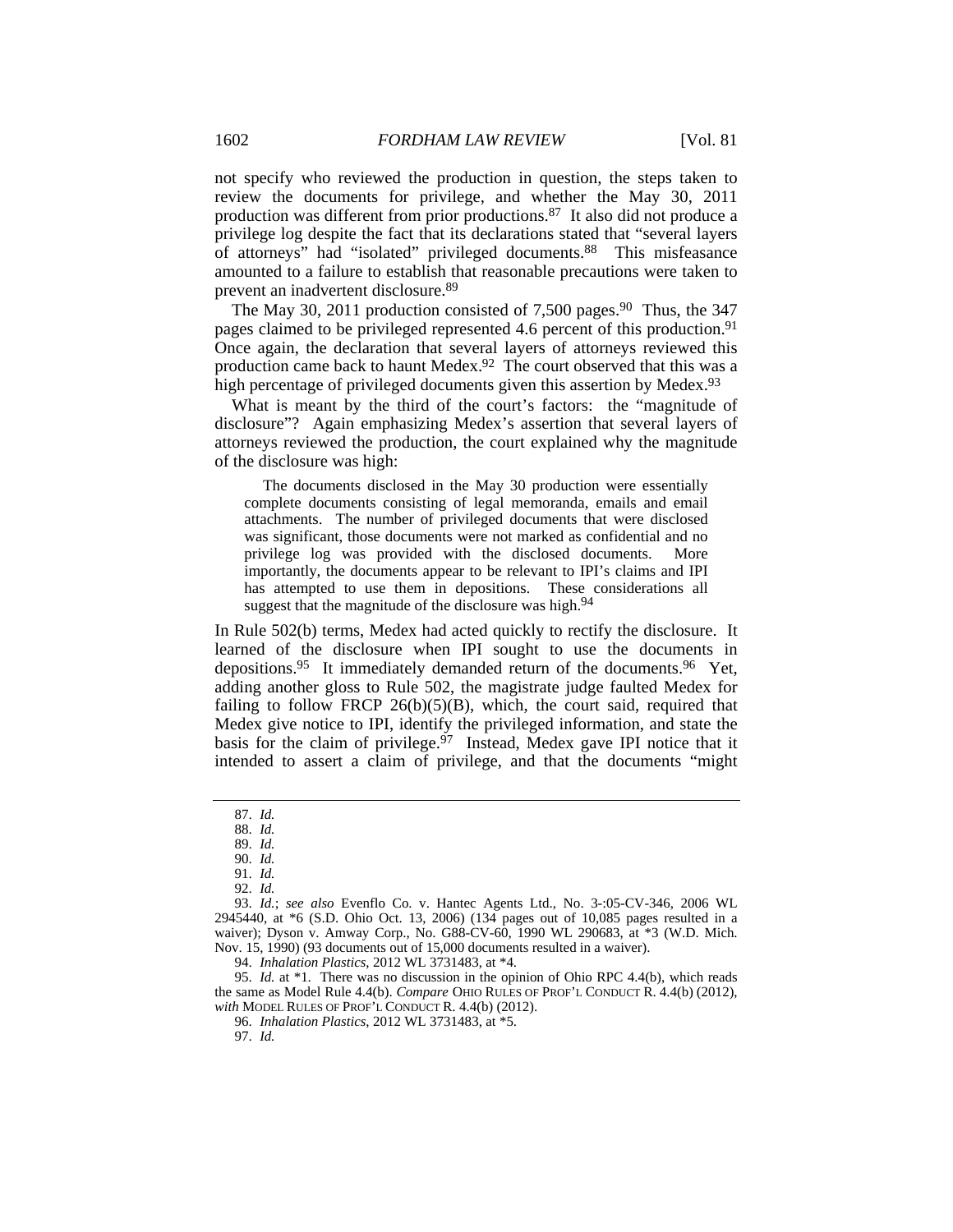not specify who reviewed the production in question, the steps taken to review the documents for privilege, and whether the May 30, 2011 production was different from prior productions.[87] It also did not produce a privilege log despite the fact that its declarations stated that "several layers of attorneys" had "isolated" privileged documents.[88] This misfeasance amounted to a failure to establish that reasonable precautions were taken to prevent an inadvertent disclosure.[89]

The May 30, 2011 production consisted of 7,500 pages.[90] Thus, the 347 pages claimed to be privileged represented 4.6 percent of this production.[91] Once again, the declaration that several layers of attorneys reviewed this production came back to haunt Medex.[92] The court observed that this was a high percentage of privileged documents given this assertion by Medex.[93]

What is meant by the third of the court's factors: the "magnitude of disclosure"? Again emphasizing Medex's assertion that several layers of attorneys reviewed the production, the court explained why the magnitude of the disclosure was high:

> The documents disclosed in the May 30 production were essentially complete documents consisting of legal memoranda, emails and email attachments. The number of privileged documents that were disclosed was significant, those documents were not marked as confidential and no privilege log was provided with the disclosed documents. More importantly, the documents appear to be relevant to IPI's claims and IPI has attempted to use them in depositions. These considerations all suggest that the magnitude of the disclosure was high.[94]

In Rule 502(b) terms, Medex had acted quickly to rectify the disclosure. It learned of the disclosure when IPI sought to use the documents in depositions.[95] It immediately demanded return of the documents.[96] Yet, adding another gloss to Rule 502, the magistrate judge faulted Medex for failing to follow FRCP 26(b)(5)(B), which, the court said, required that Medex give notice to IPI, identify the privileged information, and state the basis for the claim of privilege.[97] Instead, Medex gave IPI notice that it intended to assert a claim of privilege, and that the documents "might

---

87. *Id.*

88. *Id.*

89. *Id.*

90. *Id.*

91. *Id.*

92. *Id.*

93. *Id.*; *see also* Evenflo Co. v. Hantec Agents Ltd., No. 3-:05-CV-346, 2006 WL 2945440, at *6 (S.D. Ohio Oct. 13, 2006) (134 pages out of 10,085 pages resulted in a waiver); Dyson v. Amway Corp., No. G88-CV-60, 1990 WL 290683, at *3 (W.D. Mich. Nov. 15, 1990) (93 documents out of 15,000 documents resulted in a waiver).

94. *Inhalation Plastics*, 2012 WL 3731483, at *4.

95. *Id.* at *1. There was no discussion in the opinion of Ohio RPC 4.4(b), which reads the same as Model Rule 4.4(b). *Compare* OHIO RULES OF PROF'L CONDUCT R. 4.4(b) (2012), *with* MODEL RULES OF PROF'L CONDUCT R. 4.4(b) (2012).

96. *Inhalation Plastics*, 2012 WL 3731483, at *5.

97. *Id.*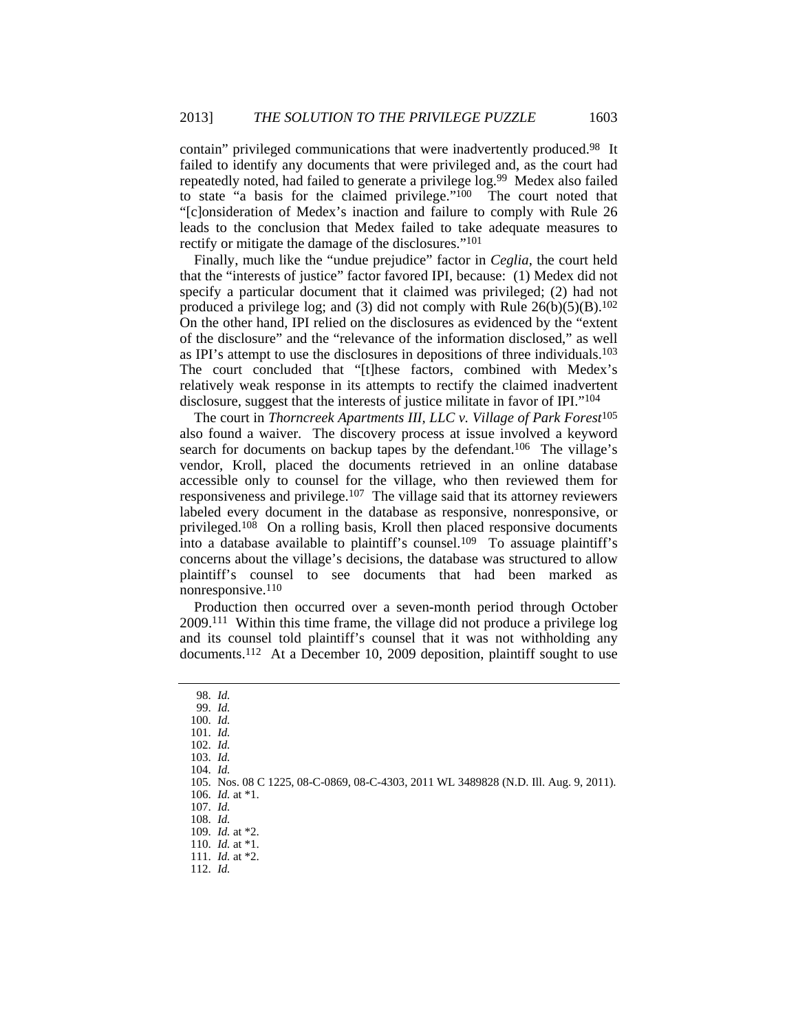contain" privileged communications that were inadvertently produced.[98] It failed to identify any documents that were privileged and, as the court had repeatedly noted, had failed to generate a privilege log.[99] Medex also failed to state "a basis for the claimed privilege."[100] The court noted that "[c]onsideration of Medex's inaction and failure to comply with Rule 26 leads to the conclusion that Medex failed to take adequate measures to rectify or mitigate the damage of the disclosures."[101]

Finally, much like the "undue prejudice" factor in *Ceglia*, the court held that the "interests of justice" factor favored IPI, because: (1) Medex did not specify a particular document that it claimed was privileged; (2) had not produced a privilege log; and (3) did not comply with Rule 26(b)(5)(B).[102] On the other hand, IPI relied on the disclosures as evidenced by the "extent of the disclosure" and the "relevance of the information disclosed," as well as IPI's attempt to use the disclosures in depositions of three individuals.[103] The court concluded that "[t]hese factors, combined with Medex's relatively weak response in its attempts to rectify the claimed inadvertent disclosure, suggest that the interests of justice militate in favor of IPI."[104]

The court in *Thorncreek Apartments III, LLC v. Village of Park Forest*[105] also found a waiver. The discovery process at issue involved a keyword search for documents on backup tapes by the defendant.[106] The village's vendor, Kroll, placed the documents retrieved in an online database accessible only to counsel for the village, who then reviewed them for responsiveness and privilege.[107] The village said that its attorney reviewers labeled every document in the database as responsive, nonresponsive, or privileged.[108] On a rolling basis, Kroll then placed responsive documents into a database available to plaintiff's counsel.[109] To assuage plaintiff's concerns about the village's decisions, the database was structured to allow plaintiff's counsel to see documents that had been marked as nonresponsive.[110]

Production then occurred over a seven-month period through October 2009.[111] Within this time frame, the village did not produce a privilege log and its counsel told plaintiff's counsel that it was not withholding any documents.[112] At a December 10, 2009 deposition, plaintiff sought to use

---

98. *Id.*
99. *Id.*
100. *Id.*
101. *Id.*
102. *Id.*
103. *Id.*
104. *Id.*
105. Nos. 08 C 1225, 08-C-0869, 08-C-4303, 2011 WL 3489828 (N.D. Ill. Aug. 9, 2011).
106. *Id.* at *1.
107. *Id.*
108. *Id.*
109. *Id.* at *2.
110. *Id.* at *1.
111. *Id.* at *2.
112. *Id.*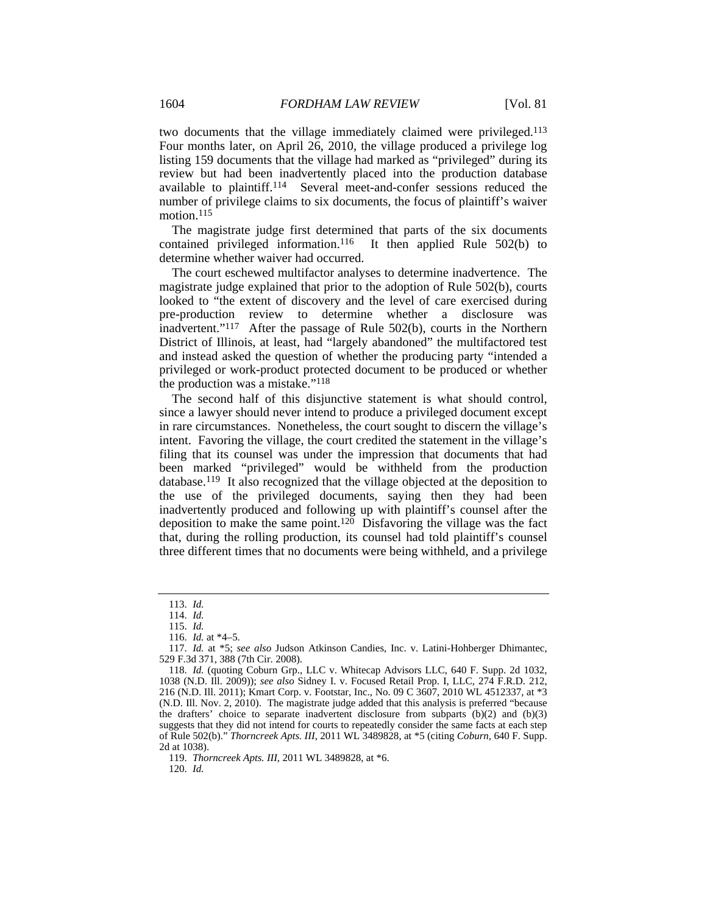two documents that the village immediately claimed were privileged.[113] Four months later, on April 26, 2010, the village produced a privilege log listing 159 documents that the village had marked as "privileged" during its review but had been inadvertently placed into the production database available to plaintiff.[114] Several meet-and-confer sessions reduced the number of privilege claims to six documents, the focus of plaintiff's waiver motion.[115]

The magistrate judge first determined that parts of the six documents contained privileged information.[116] It then applied Rule 502(b) to determine whether waiver had occurred.

The court eschewed multifactor analyses to determine inadvertence. The magistrate judge explained that prior to the adoption of Rule 502(b), courts looked to "the extent of discovery and the level of care exercised during pre-production review to determine whether a disclosure was inadvertent."[117] After the passage of Rule 502(b), courts in the Northern District of Illinois, at least, had "largely abandoned" the multifactored test and instead asked the question of whether the producing party "intended a privileged or work-product protected document to be produced or whether the production was a mistake."[118]

The second half of this disjunctive statement is what should control, since a lawyer should never intend to produce a privileged document except in rare circumstances. Nonetheless, the court sought to discern the village's intent. Favoring the village, the court credited the statement in the village's filing that its counsel was under the impression that documents that had been marked "privileged" would be withheld from the production database.[119] It also recognized that the village objected at the deposition to the use of the privileged documents, saying then they had been inadvertently produced and following up with plaintiff's counsel after the deposition to make the same point.[120] Disfavoring the village was the fact that, during the rolling production, its counsel had told plaintiff's counsel three different times that no documents were being withheld, and a privilege

---

113. *Id.*

114. *Id.*

115. *Id.*

116. *Id.* at *4–5.

117. *Id.* at *5; *see also* Judson Atkinson Candies, Inc. v. Latini-Hohberger Dhimantec, 529 F.3d 371, 388 (7th Cir. 2008).

118. *Id.* (quoting Coburn Grp., LLC v. Whitecap Advisors LLC, 640 F. Supp. 2d 1032, 1038 (N.D. Ill. 2009)); *see also* Sidney I. v. Focused Retail Prop. I, LLC, 274 F.R.D. 212, 216 (N.D. Ill. 2011); Kmart Corp. v. Footstar, Inc., No. 09 C 3607, 2010 WL 4512337, at *3 (N.D. Ill. Nov. 2, 2010). The magistrate judge added that this analysis is preferred "because the drafters' choice to separate inadvertent disclosure from subparts (b)(2) and (b)(3) suggests that they did not intend for courts to repeatedly consider the same facts at each step of Rule 502(b)." *Thorncreek Apts. III*, 2011 WL 3489828, at *5 (citing *Coburn*, 640 F. Supp. 2d at 1038).

119. *Thorncreek Apts. III*, 2011 WL 3489828, at *6.

120. *Id.*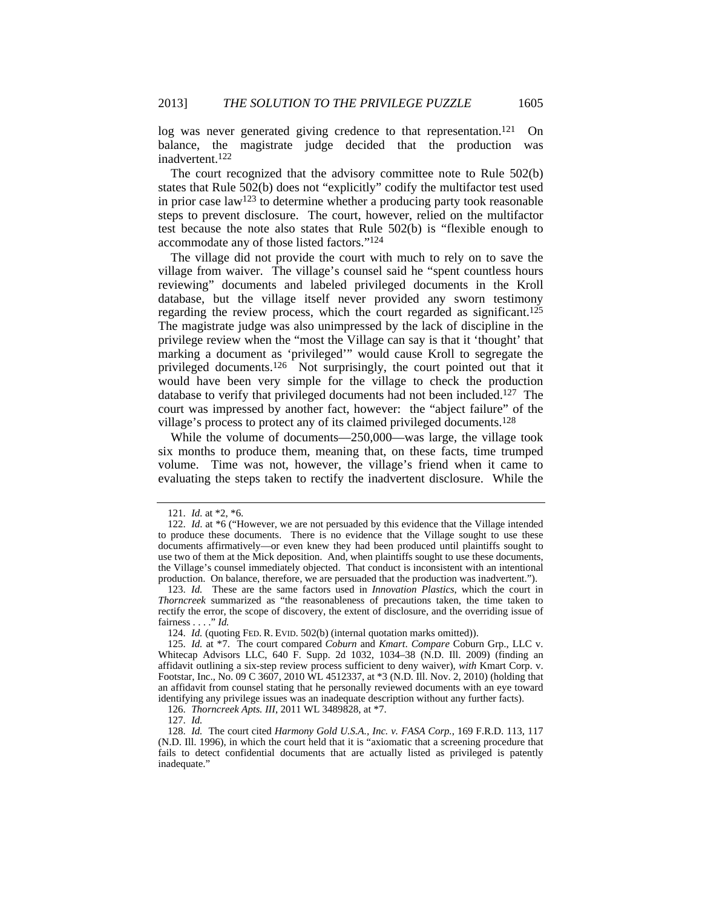log was never generated giving credence to that representation.[121] On balance, the magistrate judge decided that the production was inadvertent.[122]

The court recognized that the advisory committee note to Rule 502(b) states that Rule 502(b) does not "explicitly" codify the multifactor test used in prior case law[123] to determine whether a producing party took reasonable steps to prevent disclosure. The court, however, relied on the multifactor test because the note also states that Rule 502(b) is "flexible enough to accommodate any of those listed factors."[124]

The village did not provide the court with much to rely on to save the village from waiver. The village's counsel said he "spent countless hours reviewing" documents and labeled privileged documents in the Kroll database, but the village itself never provided any sworn testimony regarding the review process, which the court regarded as significant.[125] The magistrate judge was also unimpressed by the lack of discipline in the privilege review when the "most the Village can say is that it 'thought' that marking a document as 'privileged'" would cause Kroll to segregate the privileged documents.[126] Not surprisingly, the court pointed out that it would have been very simple for the village to check the production database to verify that privileged documents had not been included.[127] The court was impressed by another fact, however: the "abject failure" of the village's process to protect any of its claimed privileged documents.[128]

While the volume of documents—250,000—was large, the village took six months to produce them, meaning that, on these facts, time trumped volume. Time was not, however, the village's friend when it came to evaluating the steps taken to rectify the inadvertent disclosure. While the

---

121. *Id.* at *2, *6.

122. *Id.* at *6 ("However, we are not persuaded by this evidence that the Village intended to produce these documents. There is no evidence that the Village sought to use these documents affirmatively—or even knew they had been produced until plaintiffs sought to use two of them at the Mick deposition. And, when plaintiffs sought to use these documents, the Village's counsel immediately objected. That conduct is inconsistent with an intentional production. On balance, therefore, we are persuaded that the production was inadvertent.").

123. *Id.* These are the same factors used in *Innovation Plastics*, which the court in *Thorncreek* summarized as "the reasonableness of precautions taken, the time taken to rectify the error, the scope of discovery, the extent of disclosure, and the overriding issue of fairness . . . ." *Id.*

124. *Id.* (quoting FED. R. EVID. 502(b) (internal quotation marks omitted)).

125. *Id.* at *7. The court compared *Coburn* and *Kmart*. *Compare* Coburn Grp., LLC v. Whitecap Advisors LLC, 640 F. Supp. 2d 1032, 1034–38 (N.D. Ill. 2009) (finding an affidavit outlining a six-step review process sufficient to deny waiver), *with* Kmart Corp. v. Footstar, Inc., No. 09 C 3607, 2010 WL 4512337, at *3 (N.D. Ill. Nov. 2, 2010) (holding that an affidavit from counsel stating that he personally reviewed documents with an eye toward identifying any privilege issues was an inadequate description without any further facts).

126. *Thorncreek Apts. III*, 2011 WL 3489828, at *7.

127. *Id.*

128. *Id.* The court cited *Harmony Gold U.S.A., Inc. v. FASA Corp.*, 169 F.R.D. 113, 117 (N.D. Ill. 1996), in which the court held that it is "axiomatic that a screening procedure that fails to detect confidential documents that are actually listed as privileged is patently inadequate."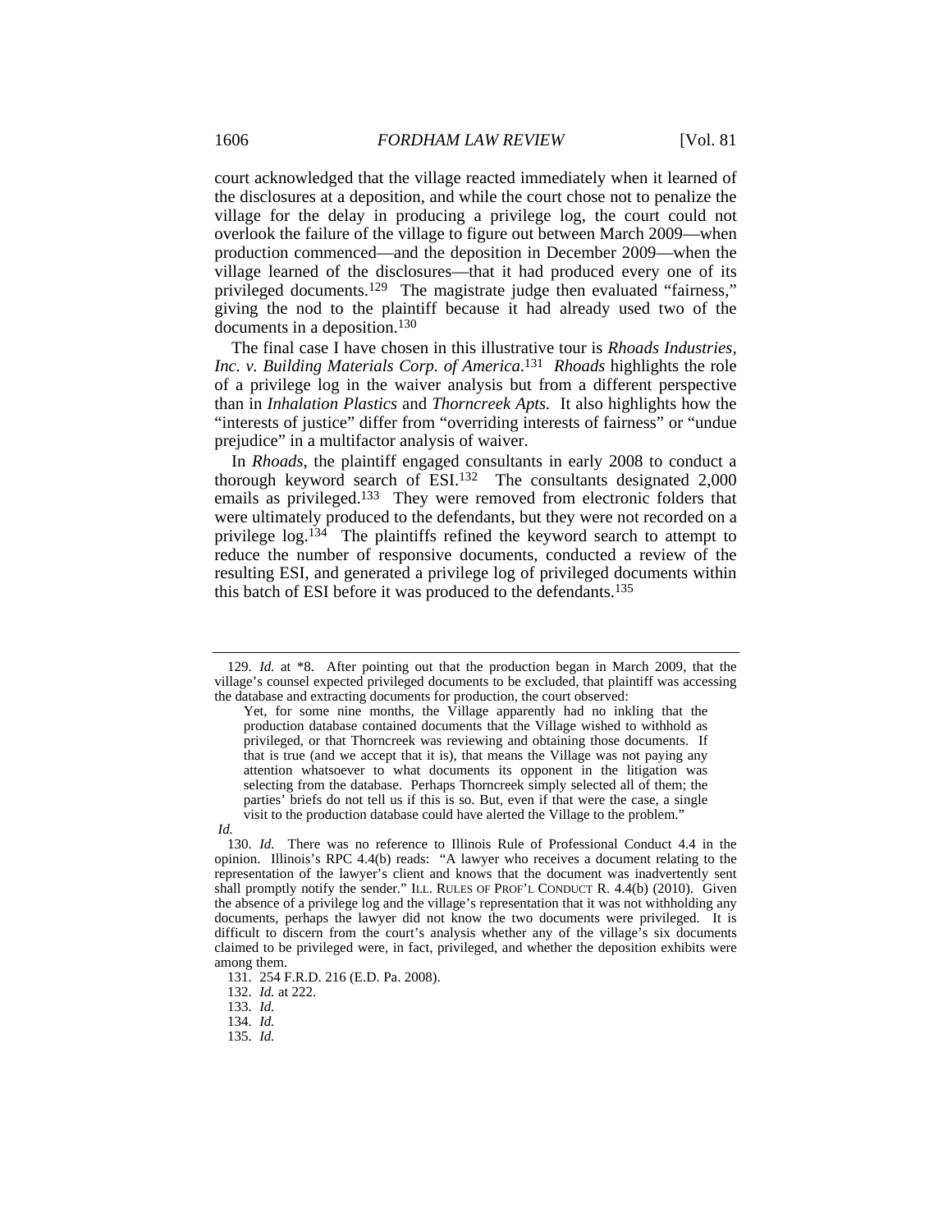court acknowledged that the village reacted immediately when it learned of the disclosures at a deposition, and while the court chose not to penalize the village for the delay in producing a privilege log, the court could not overlook the failure of the village to figure out between March 2009—when production commenced—and the deposition in December 2009—when the village learned of the disclosures—that it had produced every one of its privileged documents.[129] The magistrate judge then evaluated "fairness," giving the nod to the plaintiff because it had already used two of the documents in a deposition.[130]

The final case I have chosen in this illustrative tour is *Rhoads Industries, Inc. v. Building Materials Corp. of America*.[131] *Rhoads* highlights the role of a privilege log in the waiver analysis but from a different perspective than in *Inhalation Plastics* and *Thorncreek Apts.* It also highlights how the "interests of justice" differ from "overriding interests of fairness" or "undue prejudice" in a multifactor analysis of waiver.

In *Rhoads*, the plaintiff engaged consultants in early 2008 to conduct a thorough keyword search of ESI.[132] The consultants designated 2,000 emails as privileged.[133] They were removed from electronic folders that were ultimately produced to the defendants, but they were not recorded on a privilege log.[134] The plaintiffs refined the keyword search to attempt to reduce the number of responsive documents, conducted a review of the resulting ESI, and generated a privilege log of privileged documents within this batch of ESI before it was produced to the defendants.[135]

---

129. *Id.* at *8. After pointing out that the production began in March 2009, that the village's counsel expected privileged documents to be excluded, that plaintiff was accessing the database and extracting documents for production, the court observed:

> Yet, for some nine months, the Village apparently had no inkling that the production database contained documents that the Village wished to withhold as privileged, or that Thorncreek was reviewing and obtaining those documents. If that is true (and we accept that it is), that means the Village was not paying any attention whatsoever to what documents its opponent in the litigation was selecting from the database. Perhaps Thorncreek simply selected all of them; the parties' briefs do not tell us if this is so. But, even if that were the case, a single visit to the production database could have alerted the Village to the problem."

*Id.*

130. *Id.* There was no reference to Illinois Rule of Professional Conduct 4.4 in the opinion. Illinois's RPC 4.4(b) reads: "A lawyer who receives a document relating to the representation of the lawyer's client and knows that the document was inadvertently sent shall promptly notify the sender." ILL. RULES OF PROF'L CONDUCT R. 4.4(b) (2010). Given the absence of a privilege log and the village's representation that it was not withholding any documents, perhaps the lawyer did not know the two documents were privileged. It is difficult to discern from the court's analysis whether any of the village's six documents claimed to be privileged were, in fact, privileged, and whether the deposition exhibits were among them.

131. 254 F.R.D. 216 (E.D. Pa. 2008).

132. *Id.* at 222.

133. *Id.*

134. *Id.*

135. *Id.*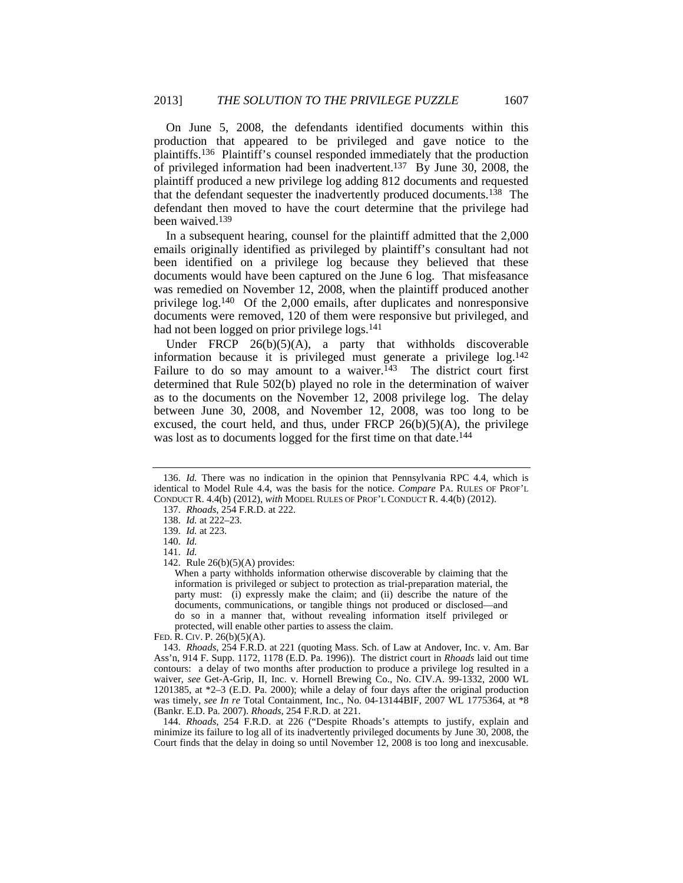On June 5, 2008, the defendants identified documents within this production that appeared to be privileged and gave notice to the plaintiffs.[136] Plaintiff's counsel responded immediately that the production of privileged information had been inadvertent.[137] By June 30, 2008, the plaintiff produced a new privilege log adding 812 documents and requested that the defendant sequester the inadvertently produced documents.[138] The defendant then moved to have the court determine that the privilege had been waived.[139]

In a subsequent hearing, counsel for the plaintiff admitted that the 2,000 emails originally identified as privileged by plaintiff's consultant had not been identified on a privilege log because they believed that these documents would have been captured on the June 6 log. That misfeasance was remedied on November 12, 2008, when the plaintiff produced another privilege log.[140] Of the 2,000 emails, after duplicates and nonresponsive documents were removed, 120 of them were responsive but privileged, and had not been logged on prior privilege logs.[141]

Under FRCP 26(b)(5)(A), a party that withholds discoverable information because it is privileged must generate a privilege log.[142] Failure to do so may amount to a waiver.[143] The district court first determined that Rule 502(b) played no role in the determination of waiver as to the documents on the November 12, 2008 privilege log. The delay between June 30, 2008, and November 12, 2008, was too long to be excused, the court held, and thus, under FRCP 26(b)(5)(A), the privilege was lost as to documents logged for the first time on that date.[144]

---

136. *Id.* There was no indication in the opinion that Pennsylvania RPC 4.4, which is identical to Model Rule 4.4, was the basis for the notice. *Compare* PA. RULES OF PROF'L CONDUCT R. 4.4(b) (2012), *with* MODEL RULES OF PROF'L CONDUCT R. 4.4(b) (2012).

137. *Rhoads*, 254 F.R.D. at 222.

138. *Id.* at 222–23.

139. *Id.* at 223.

140. *Id.*

141. *Id.*

142. Rule 26(b)(5)(A) provides:

> When a party withholds information otherwise discoverable by claiming that the information is privileged or subject to protection as trial-preparation material, the party must: (i) expressly make the claim; and (ii) describe the nature of the documents, communications, or tangible things not produced or disclosed—and do so in a manner that, without revealing information itself privileged or protected, will enable other parties to assess the claim.

FED. R. CIV. P. 26(b)(5)(A).

143. *Rhoads*, 254 F.R.D. at 221 (quoting Mass. Sch. of Law at Andover, Inc. v. Am. Bar Ass'n, 914 F. Supp. 1172, 1178 (E.D. Pa. 1996)). The district court in *Rhoads* laid out time contours: a delay of two months after production to produce a privilege log resulted in a waiver, *see* Get-A-Grip, II, Inc. v. Hornell Brewing Co., No. CIV.A. 99-1332, 2000 WL 1201385, at *2–3 (E.D. Pa. 2000); while a delay of four days after the original production was timely, *see In re* Total Containment, Inc., No. 04-13144BIF, 2007 WL 1775364, at *8 (Bankr. E.D. Pa. 2007). *Rhoads*, 254 F.R.D. at 221.

144. *Rhoads*, 254 F.R.D. at 226 ("Despite Rhoads's attempts to justify, explain and minimize its failure to log all of its inadvertently privileged documents by June 30, 2008, the Court finds that the delay in doing so until November 12, 2008 is too long and inexcusable.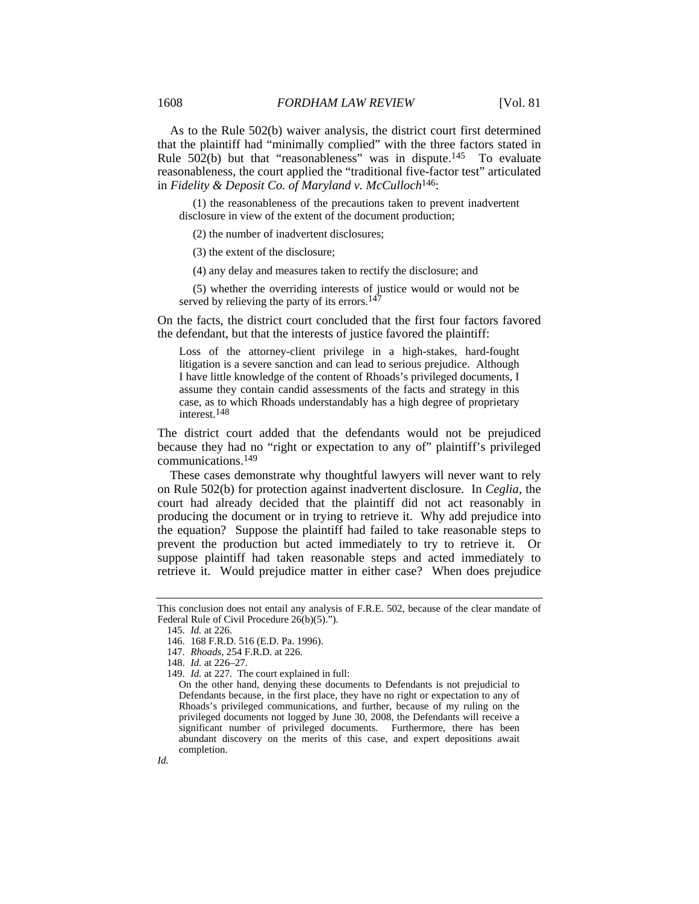As to the Rule 502(b) waiver analysis, the district court first determined that the plaintiff had "minimally complied" with the three factors stated in Rule 502(b) but that "reasonableness" was in dispute.[145] To evaluate reasonableness, the court applied the "traditional five-factor test" articulated in *Fidelity & Deposit Co. of Maryland v. McCulloch*[146]:

> (1) the reasonableness of the precautions taken to prevent inadvertent disclosure in view of the extent of the document production;
>
> (2) the number of inadvertent disclosures;
>
> (3) the extent of the disclosure;
>
> (4) any delay and measures taken to rectify the disclosure; and
>
> (5) whether the overriding interests of justice would or would not be served by relieving the party of its errors.[147]

On the facts, the district court concluded that the first four factors favored the defendant, but that the interests of justice favored the plaintiff:

> Loss of the attorney-client privilege in a high-stakes, hard-fought litigation is a severe sanction and can lead to serious prejudice. Although I have little knowledge of the content of Rhoads's privileged documents, I assume they contain candid assessments of the facts and strategy in this case, as to which Rhoads understandably has a high degree of proprietary interest.[148]

The district court added that the defendants would not be prejudiced because they had no "right or expectation to any of" plaintiff's privileged communications.[149]

These cases demonstrate why thoughtful lawyers will never want to rely on Rule 502(b) for protection against inadvertent disclosure. In *Ceglia*, the court had already decided that the plaintiff did not act reasonably in producing the document or in trying to retrieve it. Why add prejudice into the equation? Suppose the plaintiff had failed to take reasonable steps to prevent the production but acted immediately to try to retrieve it. Or suppose plaintiff had taken reasonable steps and acted immediately to retrieve it. Would prejudice matter in either case? When does prejudice

---

This conclusion does not entail any analysis of F.R.E. 502, because of the clear mandate of Federal Rule of Civil Procedure 26(b)(5).").

145. *Id.* at 226.

146. 168 F.R.D. 516 (E.D. Pa. 1996).

147. *Rhoads*, 254 F.R.D. at 226.

148. *Id.* at 226–27.

149. *Id.* at 227. The court explained in full:

> On the other hand, denying these documents to Defendants is not prejudicial to Defendants because, in the first place, they have no right or expectation to any of Rhoads's privileged communications, and further, because of my ruling on the privileged documents not logged by June 30, 2008, the Defendants will receive a significant number of privileged documents. Furthermore, there has been abundant discovery on the merits of this case, and expert depositions await completion.

*Id.*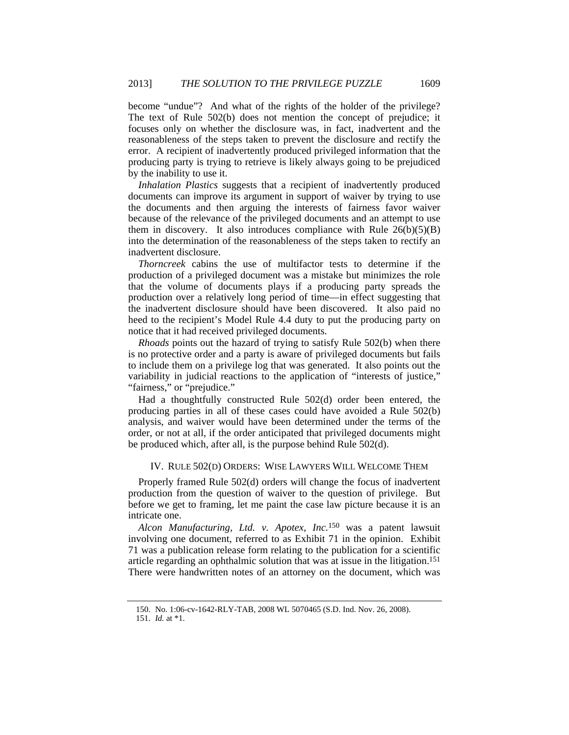become "undue"? And what of the rights of the holder of the privilege? The text of Rule 502(b) does not mention the concept of prejudice; it focuses only on whether the disclosure was, in fact, inadvertent and the reasonableness of the steps taken to prevent the disclosure and rectify the error. A recipient of inadvertently produced privileged information that the producing party is trying to retrieve is likely always going to be prejudiced by the inability to use it.

*Inhalation Plastics* suggests that a recipient of inadvertently produced documents can improve its argument in support of waiver by trying to use the documents and then arguing the interests of fairness favor waiver because of the relevance of the privileged documents and an attempt to use them in discovery. It also introduces compliance with Rule 26(b)(5)(B) into the determination of the reasonableness of the steps taken to rectify an inadvertent disclosure.

*Thorncreek* cabins the use of multifactor tests to determine if the production of a privileged document was a mistake but minimizes the role that the volume of documents plays if a producing party spreads the production over a relatively long period of time—in effect suggesting that the inadvertent disclosure should have been discovered. It also paid no heed to the recipient's Model Rule 4.4 duty to put the producing party on notice that it had received privileged documents.

*Rhoads* points out the hazard of trying to satisfy Rule 502(b) when there is no protective order and a party is aware of privileged documents but fails to include them on a privilege log that was generated. It also points out the variability in judicial reactions to the application of "interests of justice," "fairness," or "prejudice."

Had a thoughtfully constructed Rule 502(d) order been entered, the producing parties in all of these cases could have avoided a Rule 502(b) analysis, and waiver would have been determined under the terms of the order, or not at all, if the order anticipated that privileged documents might be produced which, after all, is the purpose behind Rule 502(d).

## IV. RULE 502(D) ORDERS: WISE LAWYERS WILL WELCOME THEM

Properly framed Rule 502(d) orders will change the focus of inadvertent production from the question of waiver to the question of privilege. But before we get to framing, let me paint the case law picture because it is an intricate one.

*Alcon Manufacturing, Ltd. v. Apotex, Inc.*[150] was a patent lawsuit involving one document, referred to as Exhibit 71 in the opinion. Exhibit 71 was a publication release form relating to the publication for a scientific article regarding an ophthalmic solution that was at issue in the litigation.[151] There were handwritten notes of an attorney on the document, which was

---

150. No. 1:06-cv-1642-RLY-TAB, 2008 WL 5070465 (S.D. Ind. Nov. 26, 2008).

151. *Id.* at \*1.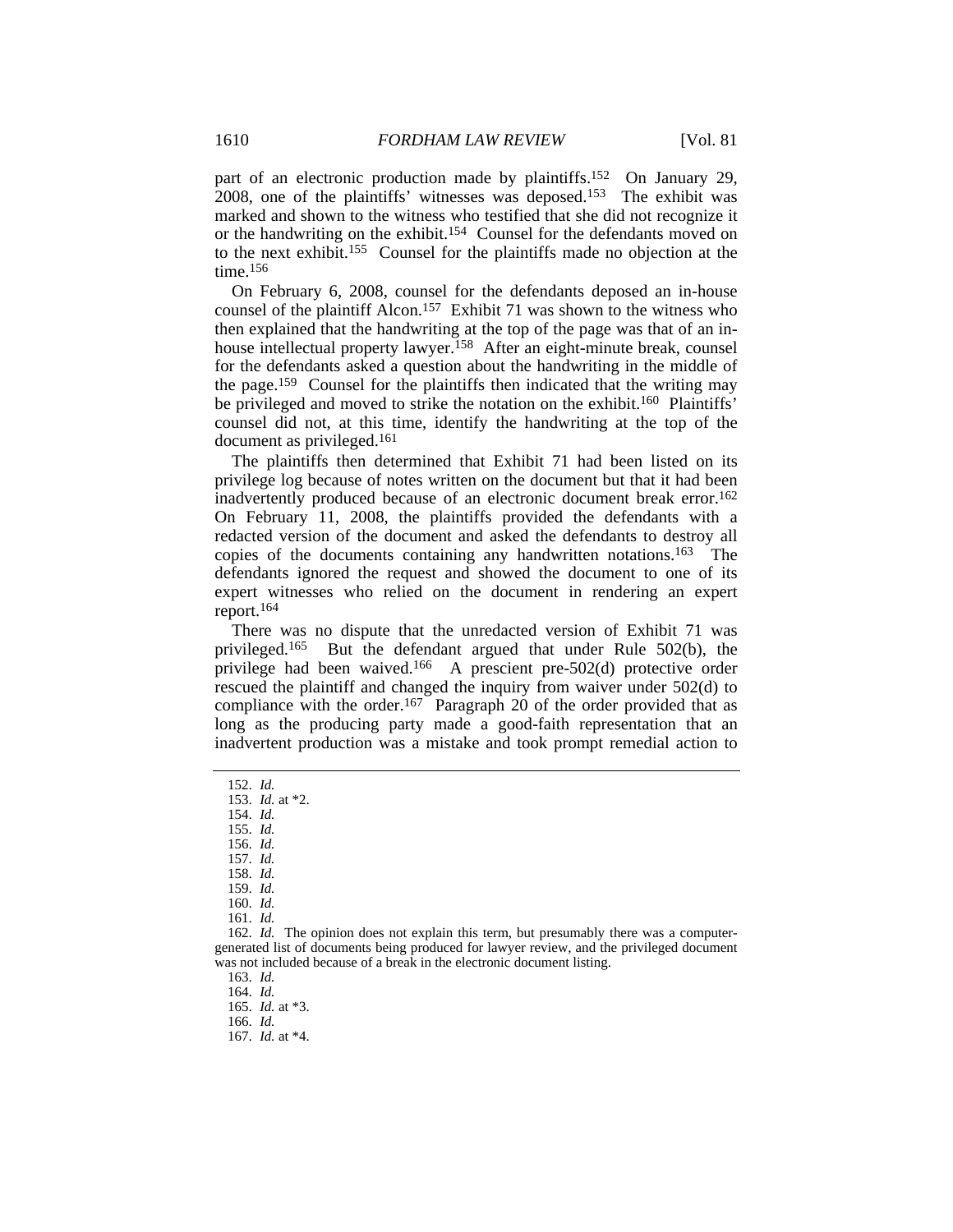part of an electronic production made by plaintiffs.[152] On January 29, 2008, one of the plaintiffs' witnesses was deposed.[153] The exhibit was marked and shown to the witness who testified that she did not recognize it or the handwriting on the exhibit.[154] Counsel for the defendants moved on to the next exhibit.[155] Counsel for the plaintiffs made no objection at the time.[156]

On February 6, 2008, counsel for the defendants deposed an in-house counsel of the plaintiff Alcon.[157] Exhibit 71 was shown to the witness who then explained that the handwriting at the top of the page was that of an in-house intellectual property lawyer.[158] After an eight-minute break, counsel for the defendants asked a question about the handwriting in the middle of the page.[159] Counsel for the plaintiffs then indicated that the writing may be privileged and moved to strike the notation on the exhibit.[160] Plaintiffs' counsel did not, at this time, identify the handwriting at the top of the document as privileged.[161]

The plaintiffs then determined that Exhibit 71 had been listed on its privilege log because of notes written on the document but that it had been inadvertently produced because of an electronic document break error.[162] On February 11, 2008, the plaintiffs provided the defendants with a redacted version of the document and asked the defendants to destroy all copies of the documents containing any handwritten notations.[163] The defendants ignored the request and showed the document to one of its expert witnesses who relied on the document in rendering an expert report.[164]

There was no dispute that the unredacted version of Exhibit 71 was privileged.[165] But the defendant argued that under Rule 502(b), the privilege had been waived.[166] A prescient pre-502(d) protective order rescued the plaintiff and changed the inquiry from waiver under 502(d) to compliance with the order.[167] Paragraph 20 of the order provided that as long as the producing party made a good-faith representation that an inadvertent production was a mistake and took prompt remedial action to

---

152. *Id.*
153. *Id.* at *2.
154. *Id.*
155. *Id.*
156. *Id.*
157. *Id.*
158. *Id.*
159. *Id.*
160. *Id.*
161. *Id.*
162. *Id.* The opinion does not explain this term, but presumably there was a computer-generated list of documents being produced for lawyer review, and the privileged document was not included because of a break in the electronic document listing.
163. *Id.*
164. *Id.*
165. *Id.* at *3.
166. *Id.*
167. *Id.* at *4.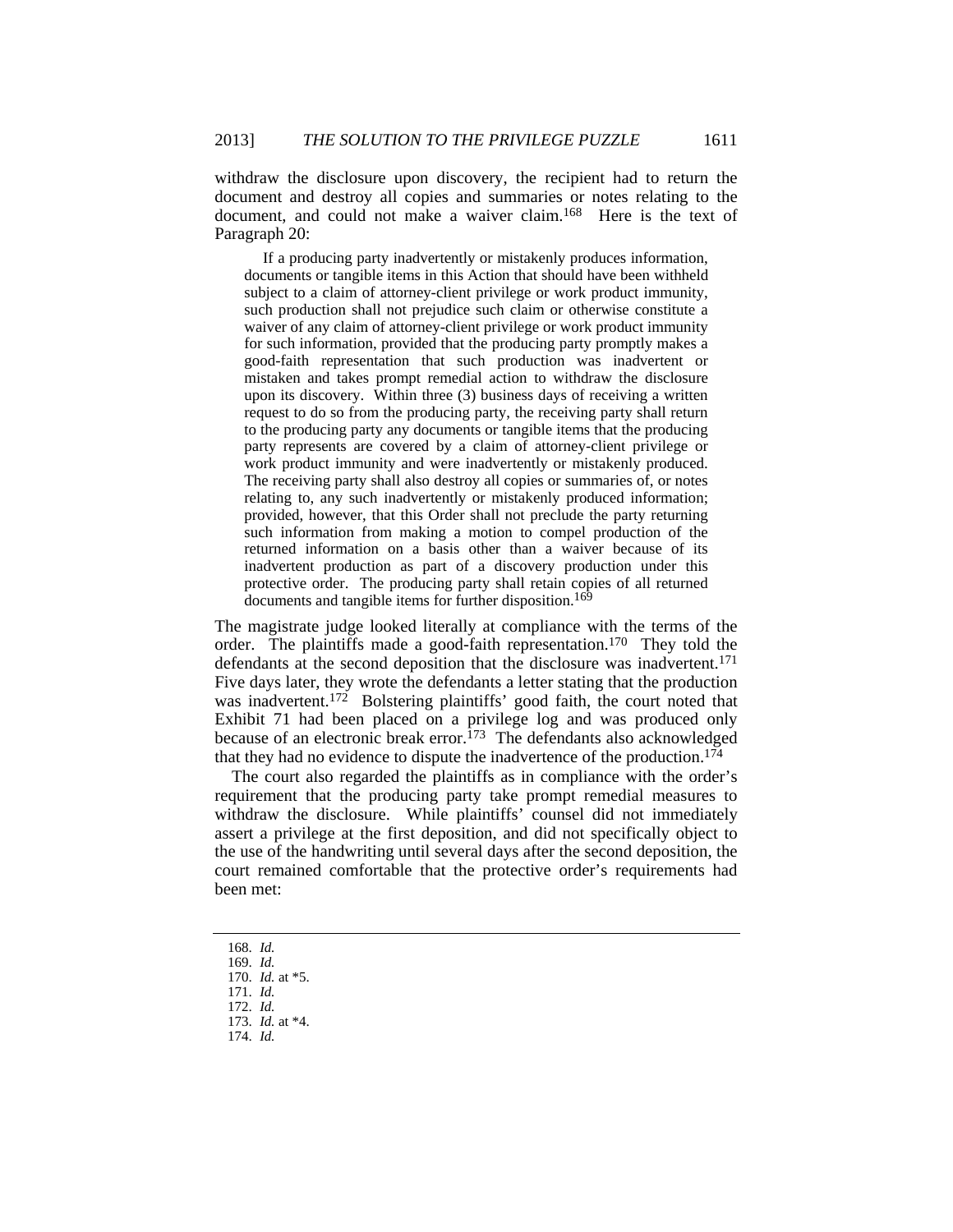withdraw the disclosure upon discovery, the recipient had to return the document and destroy all copies and summaries or notes relating to the document, and could not make a waiver claim.[168] Here is the text of Paragraph 20:

> If a producing party inadvertently or mistakenly produces information, documents or tangible items in this Action that should have been withheld subject to a claim of attorney-client privilege or work product immunity, such production shall not prejudice such claim or otherwise constitute a waiver of any claim of attorney-client privilege or work product immunity for such information, provided that the producing party promptly makes a good-faith representation that such production was inadvertent or mistaken and takes prompt remedial action to withdraw the disclosure upon its discovery. Within three (3) business days of receiving a written request to do so from the producing party, the receiving party shall return to the producing party any documents or tangible items that the producing party represents are covered by a claim of attorney-client privilege or work product immunity and were inadvertently or mistakenly produced. The receiving party shall also destroy all copies or summaries of, or notes relating to, any such inadvertently or mistakenly produced information; provided, however, that this Order shall not preclude the party returning such information from making a motion to compel production of the returned information on a basis other than a waiver because of its inadvertent production as part of a discovery production under this protective order. The producing party shall retain copies of all returned documents and tangible items for further disposition.[169]

The magistrate judge looked literally at compliance with the terms of the order. The plaintiffs made a good-faith representation.[170] They told the defendants at the second deposition that the disclosure was inadvertent.[171] Five days later, they wrote the defendants a letter stating that the production was inadvertent.[172] Bolstering plaintiffs' good faith, the court noted that Exhibit 71 had been placed on a privilege log and was produced only because of an electronic break error.[173] The defendants also acknowledged that they had no evidence to dispute the inadvertence of the production.[174]

The court also regarded the plaintiffs as in compliance with the order's requirement that the producing party take prompt remedial measures to withdraw the disclosure. While plaintiffs' counsel did not immediately assert a privilege at the first deposition, and did not specifically object to the use of the handwriting until several days after the second deposition, the court remained comfortable that the protective order's requirements had been met:

168. *Id.*
169. *Id.*
170. *Id.* at *5.
171. *Id.*
172. *Id.*
173. *Id.* at *4.
174. *Id.*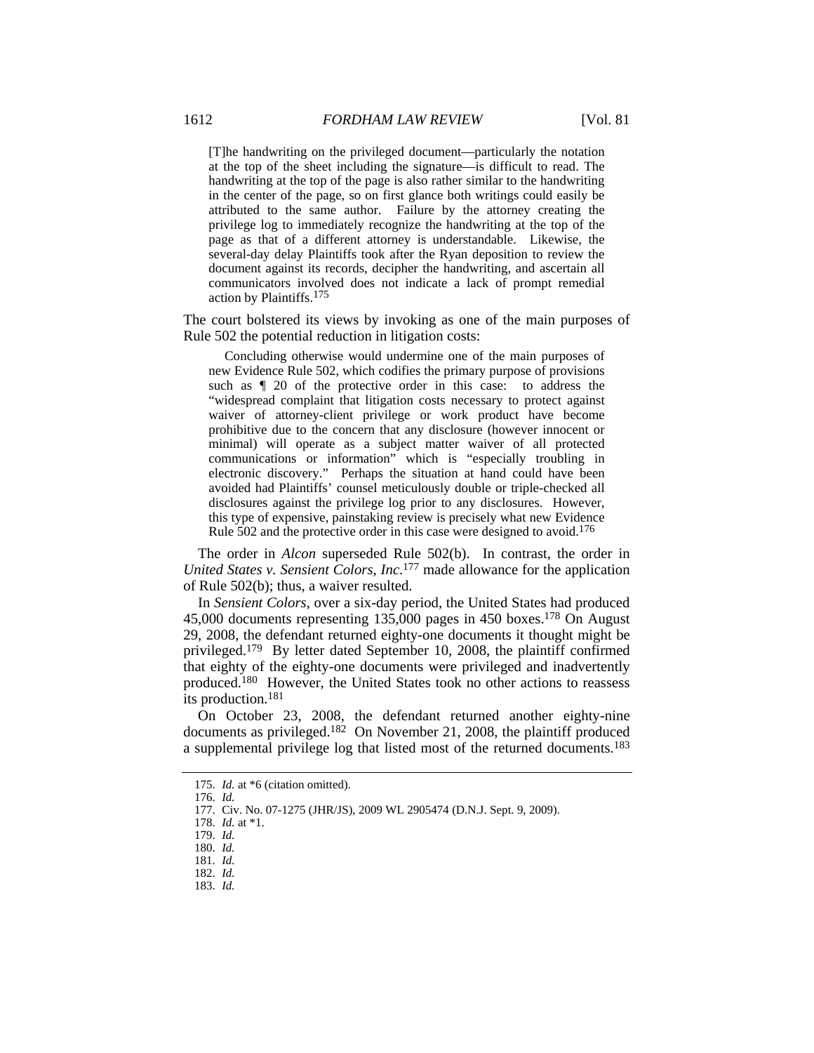> [T]he handwriting on the privileged document—particularly the notation at the top of the sheet including the signature—is difficult to read. The handwriting at the top of the page is also rather similar to the handwriting in the center of the page, so on first glance both writings could easily be attributed to the same author. Failure by the attorney creating the privilege log to immediately recognize the handwriting at the top of the page as that of a different attorney is understandable. Likewise, the several-day delay Plaintiffs took after the Ryan deposition to review the document against its records, decipher the handwriting, and ascertain all communicators involved does not indicate a lack of prompt remedial action by Plaintiffs.[175]

The court bolstered its views by invoking as one of the main purposes of Rule 502 the potential reduction in litigation costs:

> Concluding otherwise would undermine one of the main purposes of new Evidence Rule 502, which codifies the primary purpose of provisions such as ¶ 20 of the protective order in this case: to address the "widespread complaint that litigation costs necessary to protect against waiver of attorney-client privilege or work product have become prohibitive due to the concern that any disclosure (however innocent or minimal) will operate as a subject matter waiver of all protected communications or information" which is "especially troubling in electronic discovery." Perhaps the situation at hand could have been avoided had Plaintiffs' counsel meticulously double or triple-checked all disclosures against the privilege log prior to any disclosures. However, this type of expensive, painstaking review is precisely what new Evidence Rule 502 and the protective order in this case were designed to avoid.[176]

The order in *Alcon* superseded Rule 502(b). In contrast, the order in *United States v. Sensient Colors, Inc.*[177] made allowance for the application of Rule 502(b); thus, a waiver resulted.

In *Sensient Colors*, over a six-day period, the United States had produced 45,000 documents representing 135,000 pages in 450 boxes.[178] On August 29, 2008, the defendant returned eighty-one documents it thought might be privileged.[179] By letter dated September 10, 2008, the plaintiff confirmed that eighty of the eighty-one documents were privileged and inadvertently produced.[180] However, the United States took no other actions to reassess its production.[181]

On October 23, 2008, the defendant returned another eighty-nine documents as privileged.[182] On November 21, 2008, the plaintiff produced a supplemental privilege log that listed most of the returned documents.[183]

---

175. *Id.* at *6 (citation omitted).
176. *Id.*
177. Civ. No. 07-1275 (JHR/JS), 2009 WL 2905474 (D.N.J. Sept. 9, 2009).
178. *Id.* at *1.
179. *Id.*
180. *Id.*
181. *Id.*
182. *Id.*
183. *Id.*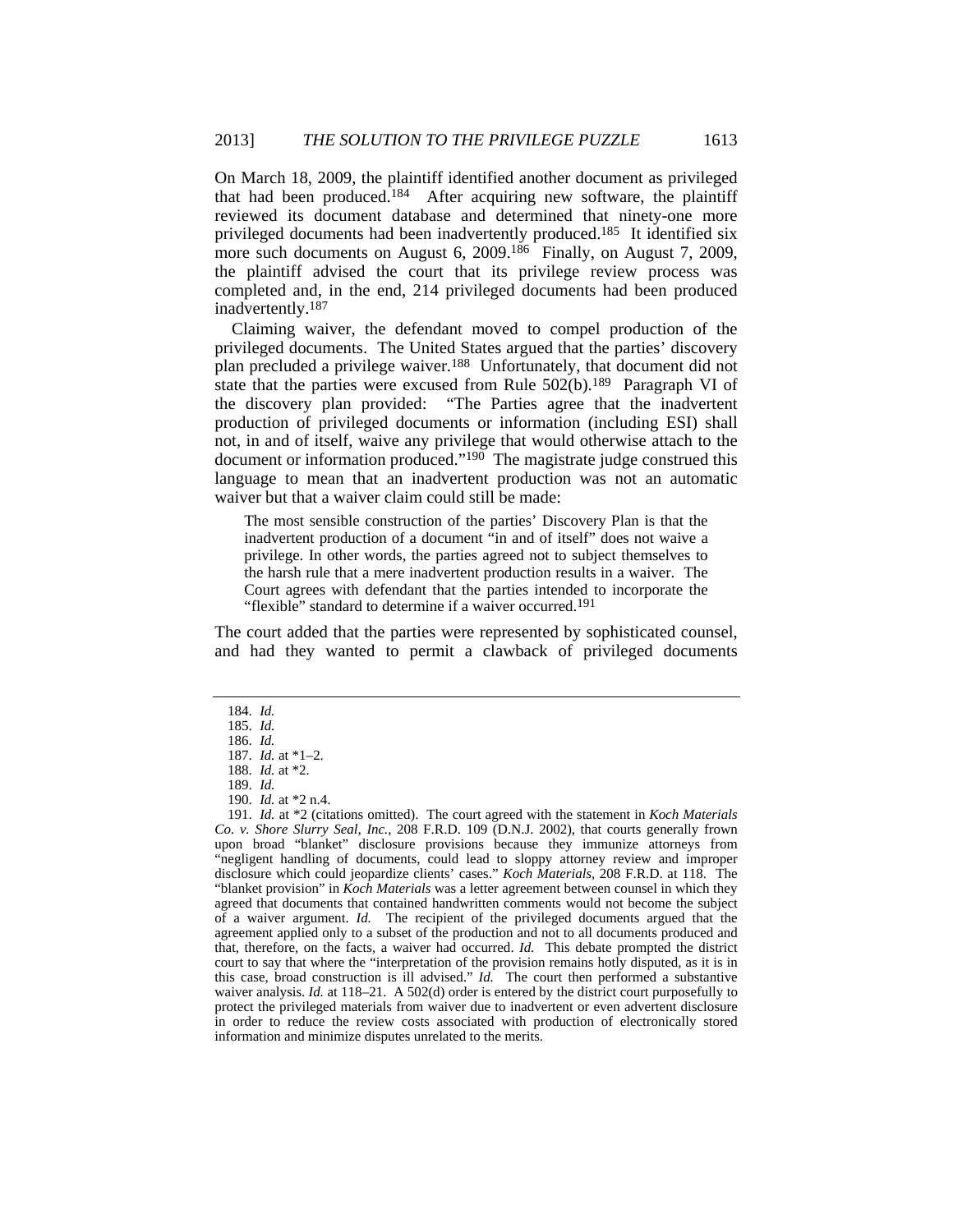On March 18, 2009, the plaintiff identified another document as privileged that had been produced.[184] After acquiring new software, the plaintiff reviewed its document database and determined that ninety-one more privileged documents had been inadvertently produced.[185] It identified six more such documents on August 6, 2009.[186] Finally, on August 7, 2009, the plaintiff advised the court that its privilege review process was completed and, in the end, 214 privileged documents had been produced inadvertently.[187]

Claiming waiver, the defendant moved to compel production of the privileged documents. The United States argued that the parties' discovery plan precluded a privilege waiver.[188] Unfortunately, that document did not state that the parties were excused from Rule 502(b).[189] Paragraph VI of the discovery plan provided: "The Parties agree that the inadvertent production of privileged documents or information (including ESI) shall not, in and of itself, waive any privilege that would otherwise attach to the document or information produced."[190] The magistrate judge construed this language to mean that an inadvertent production was not an automatic waiver but that a waiver claim could still be made:

> The most sensible construction of the parties' Discovery Plan is that the inadvertent production of a document "in and of itself" does not waive a privilege. In other words, the parties agreed not to subject themselves to the harsh rule that a mere inadvertent production results in a waiver. The Court agrees with defendant that the parties intended to incorporate the "flexible" standard to determine if a waiver occurred.[191]

The court added that the parties were represented by sophisticated counsel, and had they wanted to permit a clawback of privileged documents

---

184. *Id.*

185. *Id.*

186. *Id.*

187. *Id.* at *1–2.

188. *Id.* at *2.

189. *Id.*

190. *Id.* at *2 n.4.

191. *Id.* at *2 (citations omitted). The court agreed with the statement in *Koch Materials Co. v. Shore Slurry Seal, Inc.*, 208 F.R.D. 109 (D.N.J. 2002), that courts generally frown upon broad "blanket" disclosure provisions because they immunize attorneys from "negligent handling of documents, could lead to sloppy attorney review and improper disclosure which could jeopardize clients' cases." *Koch Materials*, 208 F.R.D. at 118. The "blanket provision" in *Koch Materials* was a letter agreement between counsel in which they agreed that documents that contained handwritten comments would not become the subject of a waiver argument. *Id.* The recipient of the privileged documents argued that the agreement applied only to a subset of the production and not to all documents produced and that, therefore, on the facts, a waiver had occurred. *Id.* This debate prompted the district court to say that where the "interpretation of the provision remains hotly disputed, as it is in this case, broad construction is ill advised." *Id.* The court then performed a substantive waiver analysis. *Id.* at 118–21. A 502(d) order is entered by the district court purposefully to protect the privileged materials from waiver due to inadvertent or even advertent disclosure in order to reduce the review costs associated with production of electronically stored information and minimize disputes unrelated to the merits.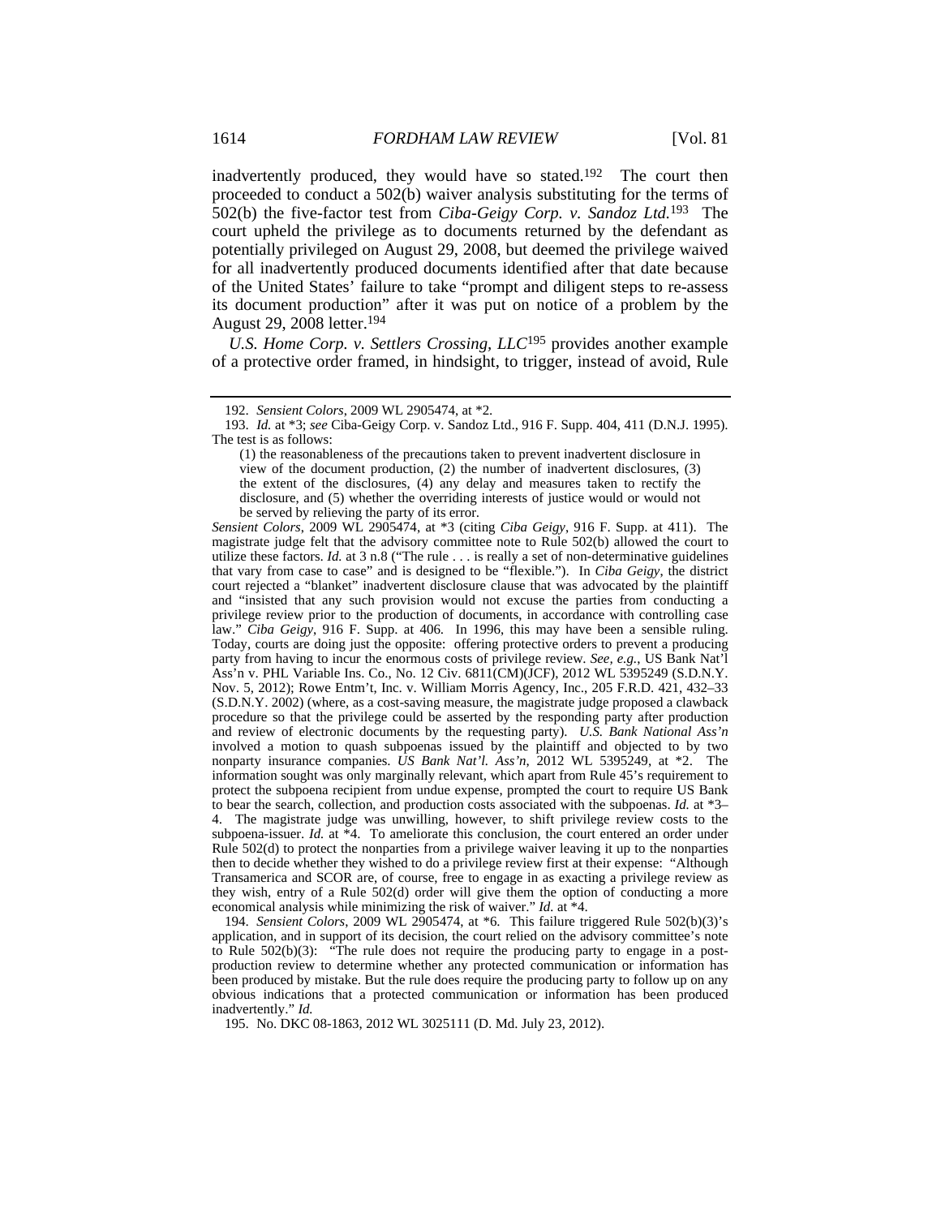inadvertently produced, they would have so stated.[192] The court then proceeded to conduct a 502(b) waiver analysis substituting for the terms of 502(b) the five-factor test from *Ciba-Geigy Corp. v. Sandoz Ltd.*[193] The court upheld the privilege as to documents returned by the defendant as potentially privileged on August 29, 2008, but deemed the privilege waived for all inadvertently produced documents identified after that date because of the United States' failure to take "prompt and diligent steps to re-assess its document production" after it was put on notice of a problem by the August 29, 2008 letter.[194]

*U.S. Home Corp. v. Settlers Crossing, LLC*[195] provides another example of a protective order framed, in hindsight, to trigger, instead of avoid, Rule

---

192. *Sensient Colors*, 2009 WL 2905474, at *2.

193. *Id.* at *3; *see* Ciba-Geigy Corp. v. Sandoz Ltd., 916 F. Supp. 404, 411 (D.N.J. 1995). The test is as follows:

> (1) the reasonableness of the precautions taken to prevent inadvertent disclosure in view of the document production, (2) the number of inadvertent disclosures, (3) the extent of the disclosures, (4) any delay and measures taken to rectify the disclosure, and (5) whether the overriding interests of justice would or would not be served by relieving the party of its error.

*Sensient Colors*, 2009 WL 2905474, at *3 (citing *Ciba Geigy*, 916 F. Supp. at 411). The magistrate judge felt that the advisory committee note to Rule 502(b) allowed the court to utilize these factors. *Id.* at 3 n.8 ("The rule . . . is really a set of non-determinative guidelines that vary from case to case" and is designed to be "flexible."). In *Ciba Geigy*, the district court rejected a "blanket" inadvertent disclosure clause that was advocated by the plaintiff and "insisted that any such provision would not excuse the parties from conducting a privilege review prior to the production of documents, in accordance with controlling case law." *Ciba Geigy*, 916 F. Supp. at 406. In 1996, this may have been a sensible ruling. Today, courts are doing just the opposite: offering protective orders to prevent a producing party from having to incur the enormous costs of privilege review. *See, e.g.*, US Bank Nat'l Ass'n v. PHL Variable Ins. Co., No. 12 Civ. 6811(CM)(JCF), 2012 WL 5395249 (S.D.N.Y. Nov. 5, 2012); Rowe Entm't, Inc. v. William Morris Agency, Inc., 205 F.R.D. 421, 432–33 (S.D.N.Y. 2002) (where, as a cost-saving measure, the magistrate judge proposed a clawback procedure so that the privilege could be asserted by the responding party after production and review of electronic documents by the requesting party). *U.S. Bank National Ass'n* involved a motion to quash subpoenas issued by the plaintiff and objected to by two nonparty insurance companies. *US Bank Nat'l. Ass'n*, 2012 WL 5395249, at *2. The information sought was only marginally relevant, which apart from Rule 45's requirement to protect the subpoena recipient from undue expense, prompted the court to require US Bank to bear the search, collection, and production costs associated with the subpoenas. *Id.* at *3–4. The magistrate judge was unwilling, however, to shift privilege review costs to the subpoena-issuer. *Id.* at *4. To ameliorate this conclusion, the court entered an order under Rule 502(d) to protect the nonparties from a privilege waiver leaving it up to the nonparties then to decide whether they wished to do a privilege review first at their expense: "Although Transamerica and SCOR are, of course, free to engage in as exacting a privilege review as they wish, entry of a Rule 502(d) order will give them the option of conducting a more economical analysis while minimizing the risk of waiver." *Id.* at *4.

194. *Sensient Colors*, 2009 WL 2905474, at *6. This failure triggered Rule 502(b)(3)'s application, and in support of its decision, the court relied on the advisory committee's note to Rule 502(b)(3): "The rule does not require the producing party to engage in a post-production review to determine whether any protected communication or information has been produced by mistake. But the rule does require the producing party to follow up on any obvious indications that a protected communication or information has been produced inadvertently." *Id.*

195. No. DKC 08-1863, 2012 WL 3025111 (D. Md. July 23, 2012).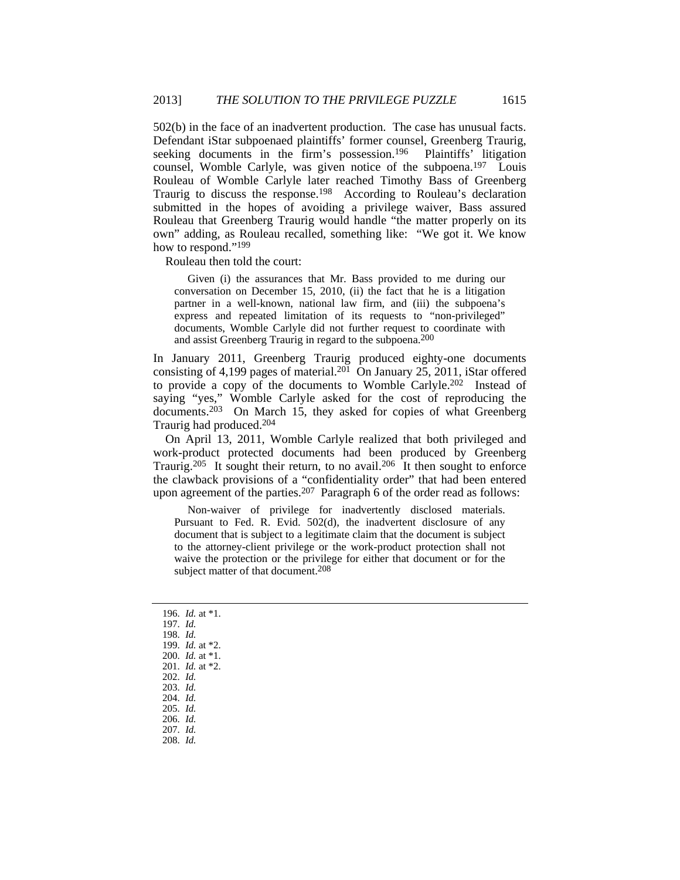502(b) in the face of an inadvertent production. The case has unusual facts. Defendant iStar subpoenaed plaintiffs' former counsel, Greenberg Traurig, seeking documents in the firm's possession.[196] Plaintiffs' litigation counsel, Womble Carlyle, was given notice of the subpoena.[197] Louis Rouleau of Womble Carlyle later reached Timothy Bass of Greenberg Traurig to discuss the response.[198] According to Rouleau's declaration submitted in the hopes of avoiding a privilege waiver, Bass assured Rouleau that Greenberg Traurig would handle "the matter properly on its own" adding, as Rouleau recalled, something like: "We got it. We know how to respond."[199]

Rouleau then told the court:

> Given (i) the assurances that Mr. Bass provided to me during our conversation on December 15, 2010, (ii) the fact that he is a litigation partner in a well-known, national law firm, and (iii) the subpoena's express and repeated limitation of its requests to "non-privileged" documents, Womble Carlyle did not further request to coordinate with and assist Greenberg Traurig in regard to the subpoena.[200]

In January 2011, Greenberg Traurig produced eighty-one documents consisting of 4,199 pages of material.[201] On January 25, 2011, iStar offered to provide a copy of the documents to Womble Carlyle.[202] Instead of saying "yes," Womble Carlyle asked for the cost of reproducing the documents.[203] On March 15, they asked for copies of what Greenberg Traurig had produced.[204]

On April 13, 2011, Womble Carlyle realized that both privileged and work-product protected documents had been produced by Greenberg Traurig.[205] It sought their return, to no avail.[206] It then sought to enforce the clawback provisions of a "confidentiality order" that had been entered upon agreement of the parties.[207] Paragraph 6 of the order read as follows:

> Non-waiver of privilege for inadvertently disclosed materials. Pursuant to Fed. R. Evid. 502(d), the inadvertent disclosure of any document that is subject to a legitimate claim that the document is subject to the attorney-client privilege or the work-product protection shall not waive the protection or the privilege for either that document or for the subject matter of that document.[208]

---

196. *Id.* at *1.
197. *Id.*
198. *Id.*
199. *Id.* at *2.
200. *Id.* at *1.
201. *Id.* at *2.
202. *Id.*
203. *Id.*
204. *Id.*
205. *Id.*
206. *Id.*
207. *Id.*
208. *Id.*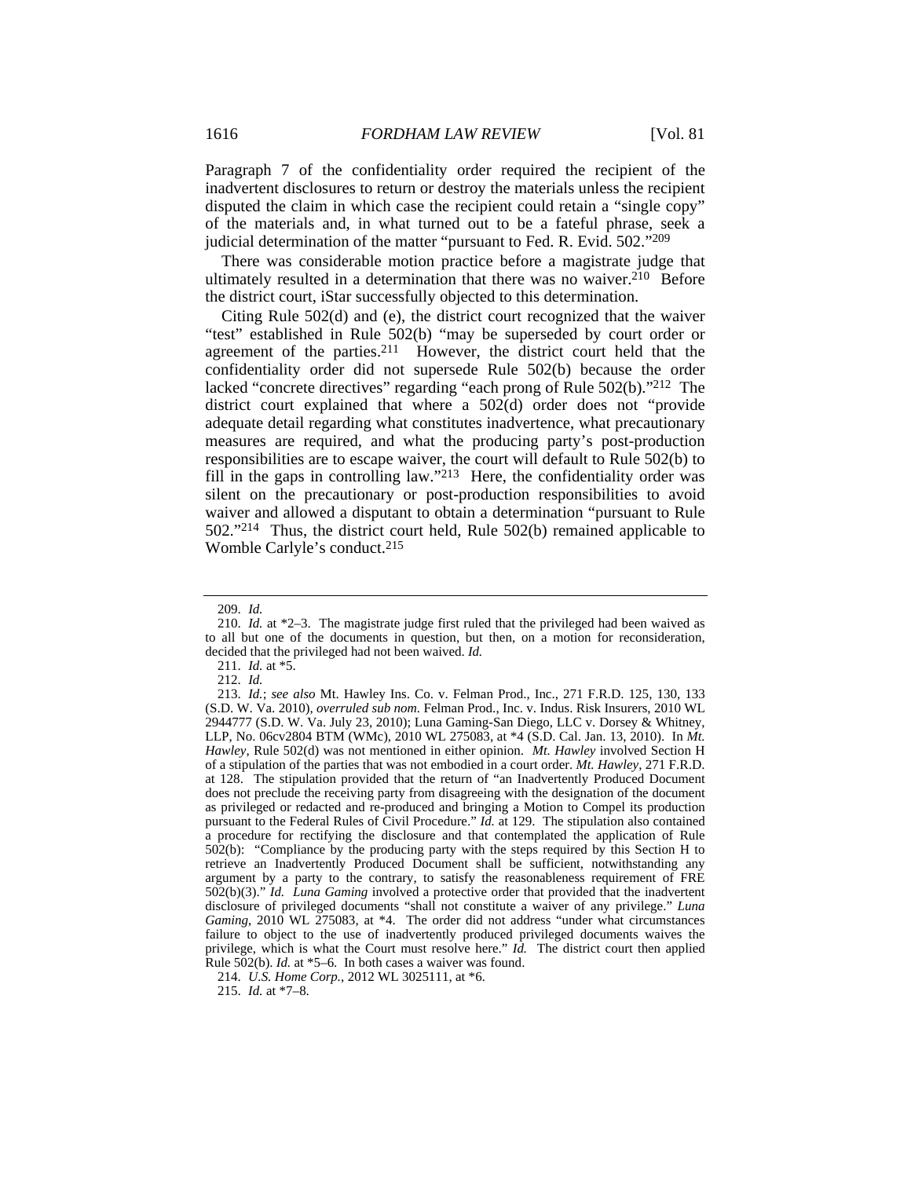Paragraph 7 of the confidentiality order required the recipient of the inadvertent disclosures to return or destroy the materials unless the recipient disputed the claim in which case the recipient could retain a "single copy" of the materials and, in what turned out to be a fateful phrase, seek a judicial determination of the matter "pursuant to Fed. R. Evid. 502."[209]

There was considerable motion practice before a magistrate judge that ultimately resulted in a determination that there was no waiver.[210] Before the district court, iStar successfully objected to this determination.

Citing Rule 502(d) and (e), the district court recognized that the waiver "test" established in Rule 502(b) "may be superseded by court order or agreement of the parties.[211] However, the district court held that the confidentiality order did not supersede Rule 502(b) because the order lacked "concrete directives" regarding "each prong of Rule 502(b)."[212] The district court explained that where a 502(d) order does not "provide adequate detail regarding what constitutes inadvertence, what precautionary measures are required, and what the producing party's post-production responsibilities are to escape waiver, the court will default to Rule 502(b) to fill in the gaps in controlling law."[213] Here, the confidentiality order was silent on the precautionary or post-production responsibilities to avoid waiver and allowed a disputant to obtain a determination "pursuant to Rule 502."[214] Thus, the district court held, Rule 502(b) remained applicable to Womble Carlyle's conduct.[215]

---

209. *Id.*

210. *Id.* at *2–3. The magistrate judge first ruled that the privileged had been waived as to all but one of the documents in question, but then, on a motion for reconsideration, decided that the privileged had not been waived. *Id.*

211. *Id.* at *5.

212. *Id.*

213. *Id.*; *see also* Mt. Hawley Ins. Co. v. Felman Prod., Inc., 271 F.R.D. 125, 130, 133 (S.D. W. Va. 2010), *overruled sub nom.* Felman Prod., Inc. v. Indus. Risk Insurers, 2010 WL 2944777 (S.D. W. Va. July 23, 2010); Luna Gaming-San Diego, LLC v. Dorsey & Whitney, LLP, No. 06cv2804 BTM (WMc), 2010 WL 275083, at *4 (S.D. Cal. Jan. 13, 2010). In *Mt. Hawley*, Rule 502(d) was not mentioned in either opinion. *Mt. Hawley* involved Section H of a stipulation of the parties that was not embodied in a court order. *Mt. Hawley*, 271 F.R.D. at 128. The stipulation provided that the return of "an Inadvertently Produced Document does not preclude the receiving party from disagreeing with the designation of the document as privileged or redacted and re-produced and bringing a Motion to Compel its production pursuant to the Federal Rules of Civil Procedure." *Id.* at 129. The stipulation also contained a procedure for rectifying the disclosure and that contemplated the application of Rule 502(b): "Compliance by the producing party with the steps required by this Section H to retrieve an Inadvertently Produced Document shall be sufficient, notwithstanding any argument by a party to the contrary, to satisfy the reasonableness requirement of FRE 502(b)(3)." *Id.* *Luna Gaming* involved a protective order that provided that the inadvertent disclosure of privileged documents "shall not constitute a waiver of any privilege." *Luna Gaming*, 2010 WL 275083, at *4. The order did not address "under what circumstances failure to object to the use of inadvertently produced privileged documents waives the privilege, which is what the Court must resolve here." *Id.* The district court then applied Rule 502(b). *Id.* at *5–6. In both cases a waiver was found.

214. *U.S. Home Corp.*, 2012 WL 3025111, at *6.

215. *Id.* at *7–8.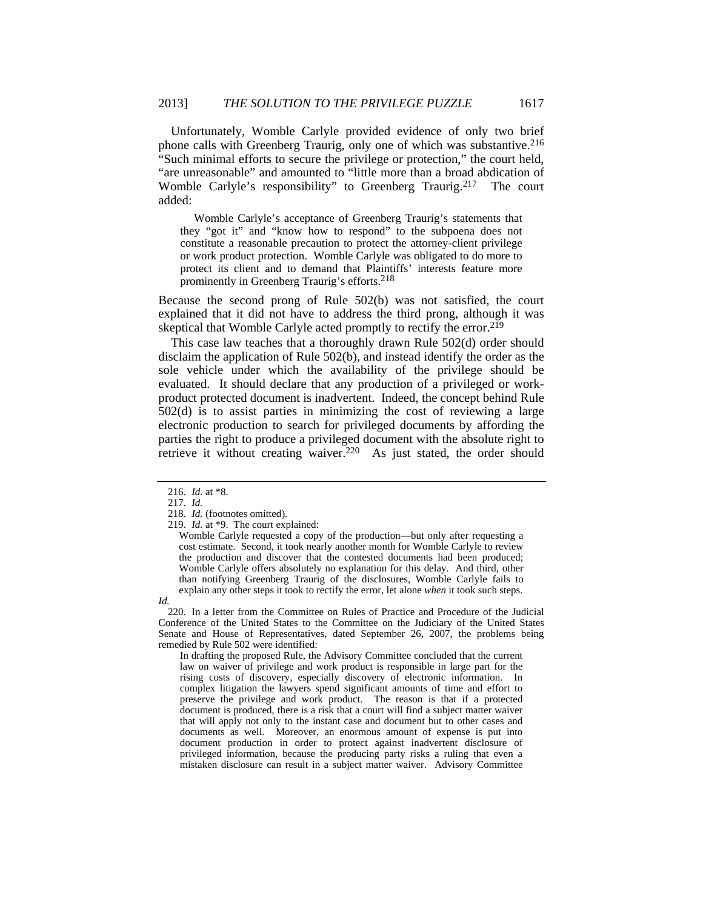Unfortunately, Womble Carlyle provided evidence of only two brief phone calls with Greenberg Traurig, only one of which was substantive.[216] "Such minimal efforts to secure the privilege or protection," the court held, "are unreasonable" and amounted to "little more than a broad abdication of Womble Carlyle's responsibility" to Greenberg Traurig.[217] The court added:

> Womble Carlyle's acceptance of Greenberg Traurig's statements that they "got it" and "know how to respond" to the subpoena does not constitute a reasonable precaution to protect the attorney-client privilege or work product protection. Womble Carlyle was obligated to do more to protect its client and to demand that Plaintiffs' interests feature more prominently in Greenberg Traurig's efforts.[218]

Because the second prong of Rule 502(b) was not satisfied, the court explained that it did not have to address the third prong, although it was skeptical that Womble Carlyle acted promptly to rectify the error.[219]

This case law teaches that a thoroughly drawn Rule 502(d) order should disclaim the application of Rule 502(b), and instead identify the order as the sole vehicle under which the availability of the privilege should be evaluated. It should declare that any production of a privileged or work-product protected document is inadvertent. Indeed, the concept behind Rule 502(d) is to assist parties in minimizing the cost of reviewing a large electronic production to search for privileged documents by affording the parties the right to produce a privileged document with the absolute right to retrieve it without creating waiver.[220] As just stated, the order should

---

216. *Id.* at *8.

217. *Id.*

218. *Id.* (footnotes omitted).

219. *Id.* at *9. The court explained:

> Womble Carlyle requested a copy of the production—but only after requesting a cost estimate. Second, it took nearly another month for Womble Carlyle to review the production and discover that the contested documents had been produced; Womble Carlyle offers absolutely no explanation for this delay. And third, other than notifying Greenberg Traurig of the disclosures, Womble Carlyle fails to explain any other steps it took to rectify the error, let alone *when* it took such steps.

*Id.*

220. In a letter from the Committee on Rules of Practice and Procedure of the Judicial Conference of the United States to the Committee on the Judiciary of the United States Senate and House of Representatives, dated September 26, 2007, the problems being remedied by Rule 502 were identified:

> In drafting the proposed Rule, the Advisory Committee concluded that the current law on waiver of privilege and work product is responsible in large part for the rising costs of discovery, especially discovery of electronic information. In complex litigation the lawyers spend significant amounts of time and effort to preserve the privilege and work product. The reason is that if a protected document is produced, there is a risk that a court will find a subject matter waiver that will apply not only to the instant case and document but to other cases and documents as well. Moreover, an enormous amount of expense is put into document production in order to protect against inadvertent disclosure of privileged information, because the producing party risks a ruling that even a mistaken disclosure can result in a subject matter waiver. Advisory Committee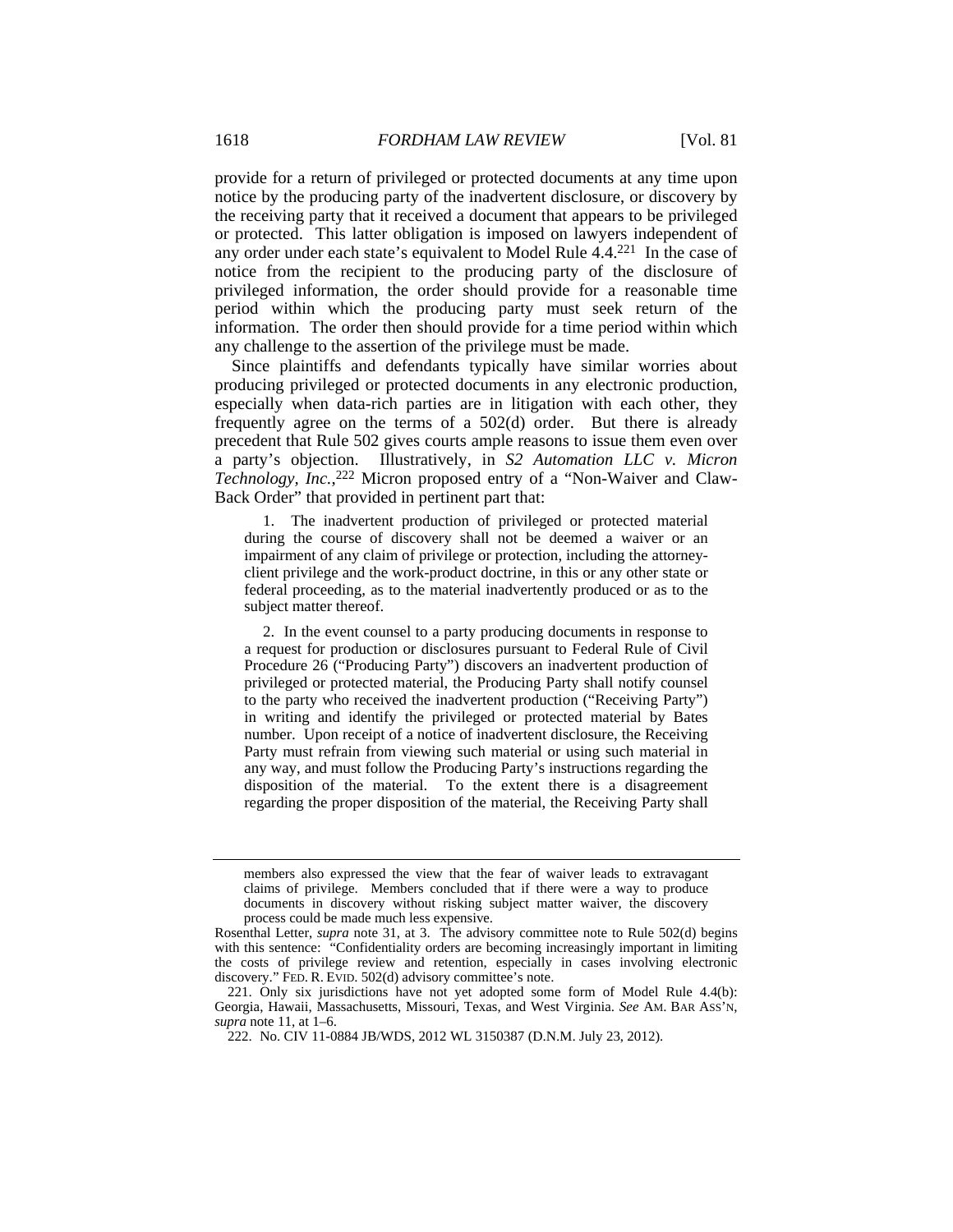provide for a return of privileged or protected documents at any time upon notice by the producing party of the inadvertent disclosure, or discovery by the receiving party that it received a document that appears to be privileged or protected. This latter obligation is imposed on lawyers independent of any order under each state's equivalent to Model Rule 4.4.[221] In the case of notice from the recipient to the producing party of the disclosure of privileged information, the order should provide for a reasonable time period within which the producing party must seek return of the information. The order then should provide for a time period within which any challenge to the assertion of the privilege must be made.

Since plaintiffs and defendants typically have similar worries about producing privileged or protected documents in any electronic production, especially when data-rich parties are in litigation with each other, they frequently agree on the terms of a 502(d) order. But there is already precedent that Rule 502 gives courts ample reasons to issue them even over a party's objection. Illustratively, in *S2 Automation LLC v. Micron Technology, Inc.*,[222] Micron proposed entry of a "Non-Waiver and Claw-Back Order" that provided in pertinent part that:

> 1. The inadvertent production of privileged or protected material during the course of discovery shall not be deemed a waiver or an impairment of any claim of privilege or protection, including the attorney-client privilege and the work-product doctrine, in this or any other state or federal proceeding, as to the material inadvertently produced or as to the subject matter thereof.
>
> 2. In the event counsel to a party producing documents in response to a request for production or disclosures pursuant to Federal Rule of Civil Procedure 26 ("Producing Party") discovers an inadvertent production of privileged or protected material, the Producing Party shall notify counsel to the party who received the inadvertent production ("Receiving Party") in writing and identify the privileged or protected material by Bates number. Upon receipt of a notice of inadvertent disclosure, the Receiving Party must refrain from viewing such material or using such material in any way, and must follow the Producing Party's instructions regarding the disposition of the material. To the extent there is a disagreement regarding the proper disposition of the material, the Receiving Party shall

---

> members also expressed the view that the fear of waiver leads to extravagant claims of privilege. Members concluded that if there were a way to produce documents in discovery without risking subject matter waiver, the discovery process could be made much less expensive.

Rosenthal Letter, *supra* note 31, at 3. The advisory committee note to Rule 502(d) begins with this sentence: "Confidentiality orders are becoming increasingly important in limiting the costs of privilege review and retention, especially in cases involving electronic discovery." FED. R. EVID. 502(d) advisory committee's note.

221. Only six jurisdictions have not yet adopted some form of Model Rule 4.4(b): Georgia, Hawaii, Massachusetts, Missouri, Texas, and West Virginia. *See* AM. BAR ASS'N, *supra* note 11, at 1–6.

222. No. CIV 11-0884 JB/WDS, 2012 WL 3150387 (D.N.M. July 23, 2012).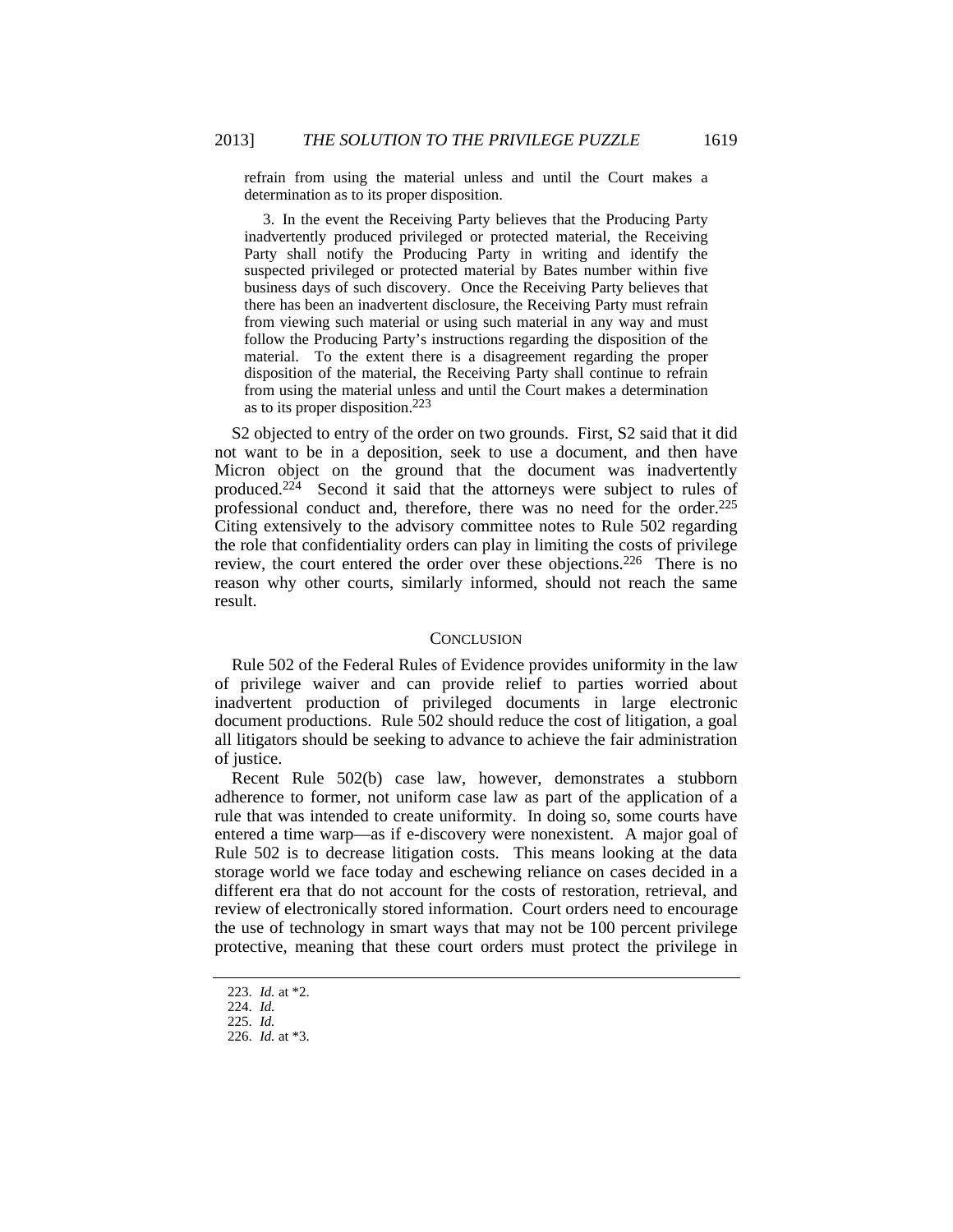> refrain from using the material unless and until the Court makes a determination as to its proper disposition.
>
> 3. In the event the Receiving Party believes that the Producing Party inadvertently produced privileged or protected material, the Receiving Party shall notify the Producing Party in writing and identify the suspected privileged or protected material by Bates number within five business days of such discovery. Once the Receiving Party believes that there has been an inadvertent disclosure, the Receiving Party must refrain from viewing such material or using such material in any way and must follow the Producing Party's instructions regarding the disposition of the material. To the extent there is a disagreement regarding the proper disposition of the material, the Receiving Party shall continue to refrain from using the material unless and until the Court makes a determination as to its proper disposition.[223]

S2 objected to entry of the order on two grounds. First, S2 said that it did not want to be in a deposition, seek to use a document, and then have Micron object on the ground that the document was inadvertently produced.[224] Second it said that the attorneys were subject to rules of professional conduct and, therefore, there was no need for the order.[225] Citing extensively to the advisory committee notes to Rule 502 regarding the role that confidentiality orders can play in limiting the costs of privilege review, the court entered the order over these objections.[226] There is no reason why other courts, similarly informed, should not reach the same result.

## CONCLUSION

Rule 502 of the Federal Rules of Evidence provides uniformity in the law of privilege waiver and can provide relief to parties worried about inadvertent production of privileged documents in large electronic document productions. Rule 502 should reduce the cost of litigation, a goal all litigators should be seeking to advance to achieve the fair administration of justice.

Recent Rule 502(b) case law, however, demonstrates a stubborn adherence to former, not uniform case law as part of the application of a rule that was intended to create uniformity. In doing so, some courts have entered a time warp—as if e-discovery were nonexistent. A major goal of Rule 502 is to decrease litigation costs. This means looking at the data storage world we face today and eschewing reliance on cases decided in a different era that do not account for the costs of restoration, retrieval, and review of electronically stored information. Court orders need to encourage the use of technology in smart ways that may not be 100 percent privilege protective, meaning that these court orders must protect the privilege in

---

223. *Id.* at *2.

224. *Id.*

225. *Id.*

226. *Id.* at *3.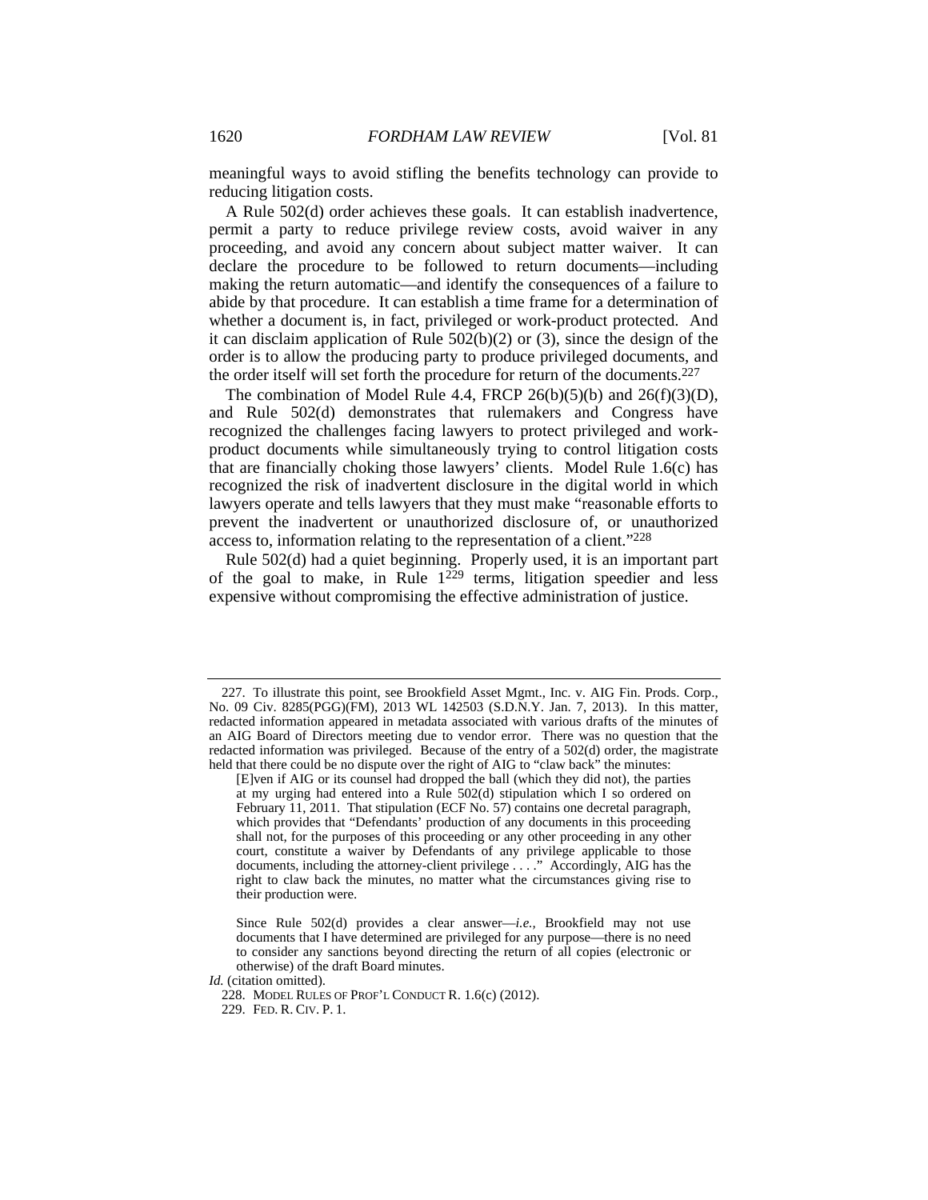meaningful ways to avoid stifling the benefits technology can provide to reducing litigation costs.

A Rule 502(d) order achieves these goals. It can establish inadvertence, permit a party to reduce privilege review costs, avoid waiver in any proceeding, and avoid any concern about subject matter waiver. It can declare the procedure to be followed to return documents—including making the return automatic—and identify the consequences of a failure to abide by that procedure. It can establish a time frame for a determination of whether a document is, in fact, privileged or work-product protected. And it can disclaim application of Rule 502(b)(2) or (3), since the design of the order is to allow the producing party to produce privileged documents, and the order itself will set forth the procedure for return of the documents.[227]

The combination of Model Rule 4.4, FRCP 26(b)(5)(b) and 26(f)(3)(D), and Rule 502(d) demonstrates that rulemakers and Congress have recognized the challenges facing lawyers to protect privileged and work-product documents while simultaneously trying to control litigation costs that are financially choking those lawyers' clients. Model Rule 1.6(c) has recognized the risk of inadvertent disclosure in the digital world in which lawyers operate and tells lawyers that they must make "reasonable efforts to prevent the inadvertent or unauthorized disclosure of, or unauthorized access to, information relating to the representation of a client."[228]

Rule 502(d) had a quiet beginning. Properly used, it is an important part of the goal to make, in Rule 1[229] terms, litigation speedier and less expensive without compromising the effective administration of justice.

---

227. To illustrate this point, see Brookfield Asset Mgmt., Inc. v. AIG Fin. Prods. Corp., No. 09 Civ. 8285(PGG)(FM), 2013 WL 142503 (S.D.N.Y. Jan. 7, 2013). In this matter, redacted information appeared in metadata associated with various drafts of the minutes of an AIG Board of Directors meeting due to vendor error. There was no question that the redacted information was privileged. Because of the entry of a 502(d) order, the magistrate held that there could be no dispute over the right of AIG to "claw back" the minutes:

> [E]ven if AIG or its counsel had dropped the ball (which they did not), the parties at my urging had entered into a Rule 502(d) stipulation which I so ordered on February 11, 2011. That stipulation (ECF No. 57) contains one decretal paragraph, which provides that "Defendants' production of any documents in this proceeding shall not, for the purposes of this proceeding or any other proceeding in any other court, constitute a waiver by Defendants of any privilege applicable to those documents, including the attorney-client privilege . . . ." Accordingly, AIG has the right to claw back the minutes, no matter what the circumstances giving rise to their production were.
>
> Since Rule 502(d) provides a clear answer—*i.e.*, Brookfield may not use documents that I have determined are privileged for any purpose—there is no need to consider any sanctions beyond directing the return of all copies (electronic or otherwise) of the draft Board minutes.

*Id.* (citation omitted).

228. MODEL RULES OF PROF'L CONDUCT R. 1.6(c) (2012).

229. FED. R. CIV. P. 1.